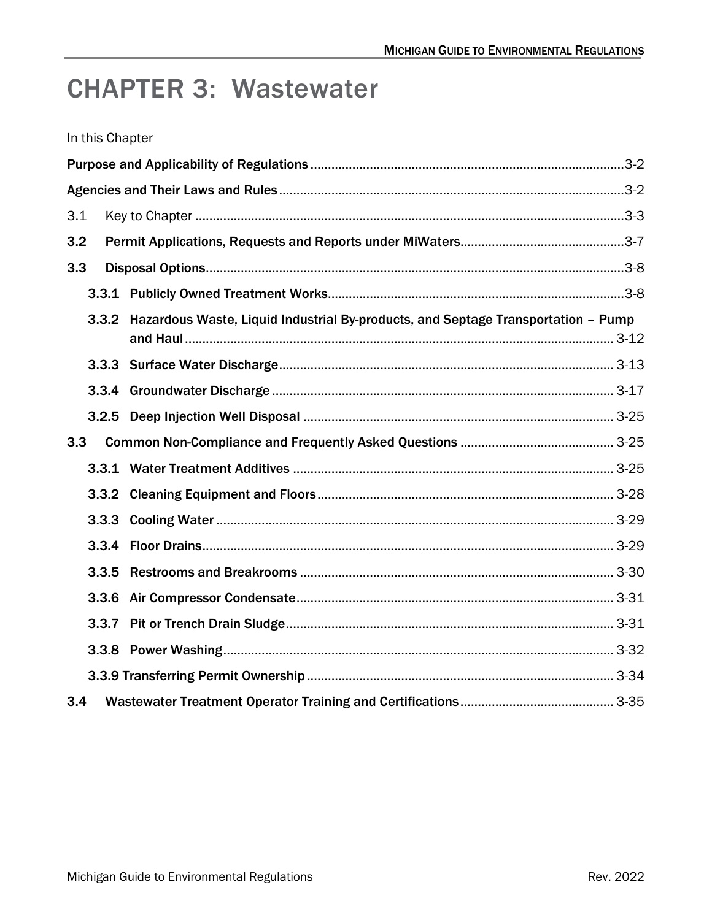# CHAPTER 3: Wastewater

In this Chapter

**Purpose and Applicability of Regulations** ........ 3-2

**Agencies and Their Laws and Rules** ........ 3-2

3.1 Key to Chapter ........ 3-3

**3.2 Permit Applications, Requests and Reports under MiWaters** ........ 3-7

**3.3 Disposal Options** ........ 3-8

- **3.3.1 Publicly Owned Treatment Works** ........ 3-8
- **3.3.2 Hazardous Waste, Liquid Industrial By-products, and Septage Transportation – Pump and Haul** ........ 3-12
- **3.3.3 Surface Water Discharge** ........ 3-13
- **3.3.4 Groundwater Discharge** ........ 3-17
- **3.2.5 Deep Injection Well Disposal** ........ 3-25

**3.3 Common Non-Compliance and Frequently Asked Questions** ........ 3-25

- **3.3.1 Water Treatment Additives** ........ 3-25
- **3.3.2 Cleaning Equipment and Floors** ........ 3-28
- **3.3.3 Cooling Water** ........ 3-29
- **3.3.4 Floor Drains** ........ 3-29
- **3.3.5 Restrooms and Breakrooms** ........ 3-30
- **3.3.6 Air Compressor Condensate** ........ 3-31
- **3.3.7 Pit or Trench Drain Sludge** ........ 3-31
- **3.3.8 Power Washing** ........ 3-32
- **3.3.9 Transferring Permit Ownership** ........ 3-34

**3.4 Wastewater Treatment Operator Training and Certifications** ........ 3-35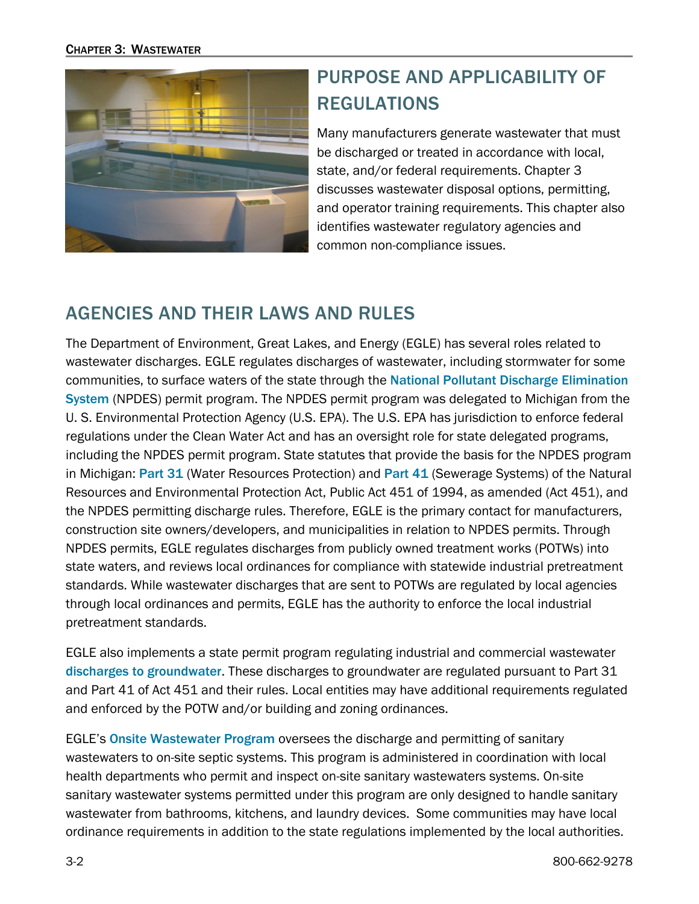## PURPOSE AND APPLICABILITY OF REGULATIONS

Many manufacturers generate wastewater that must be discharged or treated in accordance with local, state, and/or federal requirements. Chapter 3 discusses wastewater disposal options, permitting, and operator training requirements. This chapter also identifies wastewater regulatory agencies and common non-compliance issues.

## AGENCIES AND THEIR LAWS AND RULES

The Department of Environment, Great Lakes, and Energy (EGLE) has several roles related to wastewater discharges. EGLE regulates discharges of wastewater, including stormwater for some communities, to surface waters of the state through the National Pollutant Discharge Elimination System (NPDES) permit program. The NPDES permit program was delegated to Michigan from the U. S. Environmental Protection Agency (U.S. EPA). The U.S. EPA has jurisdiction to enforce federal regulations under the Clean Water Act and has an oversight role for state delegated programs, including the NPDES permit program. State statutes that provide the basis for the NPDES program in Michigan: Part 31 (Water Resources Protection) and Part 41 (Sewerage Systems) of the Natural Resources and Environmental Protection Act, Public Act 451 of 1994, as amended (Act 451), and the NPDES permitting discharge rules. Therefore, EGLE is the primary contact for manufacturers, construction site owners/developers, and municipalities in relation to NPDES permits. Through NPDES permits, EGLE regulates discharges from publicly owned treatment works (POTWs) into state waters, and reviews local ordinances for compliance with statewide industrial pretreatment standards. While wastewater discharges that are sent to POTWs are regulated by local agencies through local ordinances and permits, EGLE has the authority to enforce the local industrial pretreatment standards.

EGLE also implements a state permit program regulating industrial and commercial wastewater discharges to groundwater. These discharges to groundwater are regulated pursuant to Part 31 and Part 41 of Act 451 and their rules. Local entities may have additional requirements regulated and enforced by the POTW and/or building and zoning ordinances.

EGLE's Onsite Wastewater Program oversees the discharge and permitting of sanitary wastewaters to on-site septic systems. This program is administered in coordination with local health departments who permit and inspect on-site sanitary wastewaters systems. On-site sanitary wastewater systems permitted under this program are only designed to handle sanitary wastewater from bathrooms, kitchens, and laundry devices. Some communities may have local ordinance requirements in addition to the state regulations implemented by the local authorities.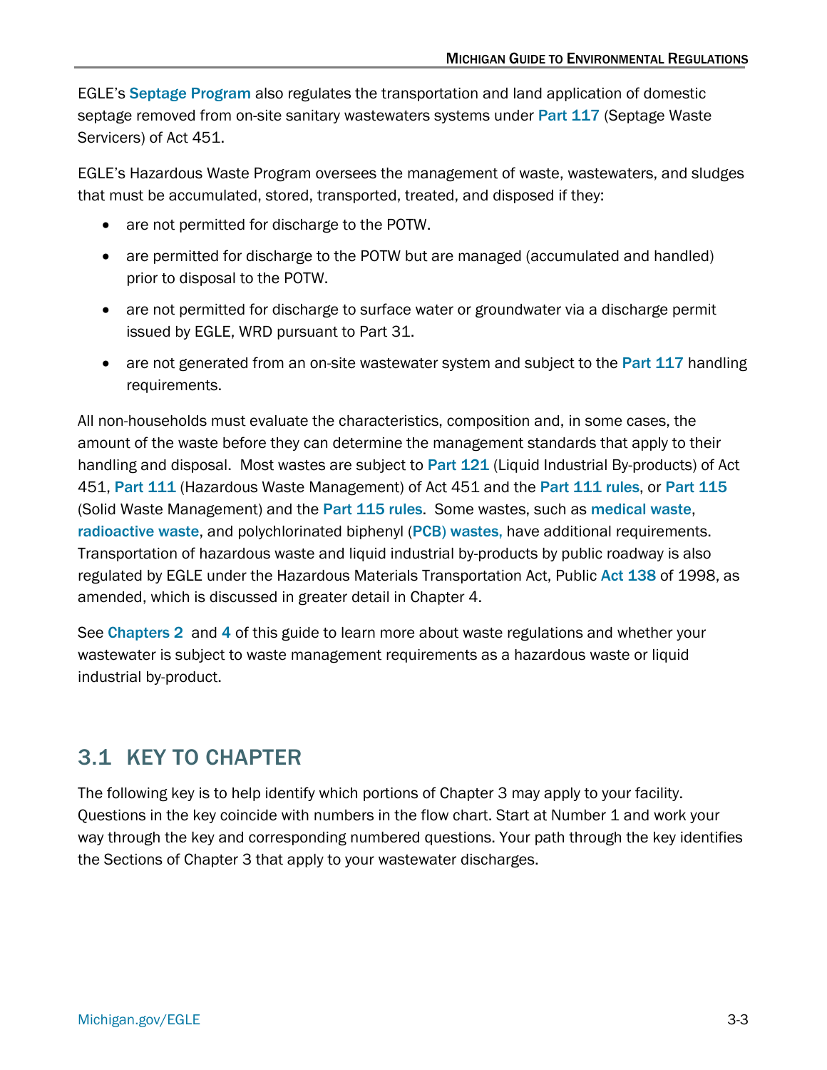EGLE's Septage Program also regulates the transportation and land application of domestic septage removed from on-site sanitary wastewaters systems under Part 117 (Septage Waste Servicers) of Act 451.

EGLE's Hazardous Waste Program oversees the management of waste, wastewaters, and sludges that must be accumulated, stored, transported, treated, and disposed if they:

- are not permitted for discharge to the POTW.
- are permitted for discharge to the POTW but are managed (accumulated and handled) prior to disposal to the POTW.
- are not permitted for discharge to surface water or groundwater via a discharge permit issued by EGLE, WRD pursuant to Part 31.
- are not generated from an on-site wastewater system and subject to the Part 117 handling requirements.

All non-households must evaluate the characteristics, composition and, in some cases, the amount of the waste before they can determine the management standards that apply to their handling and disposal. Most wastes are subject to Part 121 (Liquid Industrial By-products) of Act 451, Part 111 (Hazardous Waste Management) of Act 451 and the Part 111 rules, or Part 115 (Solid Waste Management) and the Part 115 rules. Some wastes, such as medical waste, radioactive waste, and polychlorinated biphenyl (PCB) wastes, have additional requirements. Transportation of hazardous waste and liquid industrial by-products by public roadway is also regulated by EGLE under the Hazardous Materials Transportation Act, Public Act 138 of 1998, as amended, which is discussed in greater detail in Chapter 4.

See Chapters 2 and 4 of this guide to learn more about waste regulations and whether your wastewater is subject to waste management requirements as a hazardous waste or liquid industrial by-product.

## 3.1 KEY TO CHAPTER

The following key is to help identify which portions of Chapter 3 may apply to your facility. Questions in the key coincide with numbers in the flow chart. Start at Number 1 and work your way through the key and corresponding numbered questions. Your path through the key identifies the Sections of Chapter 3 that apply to your wastewater discharges.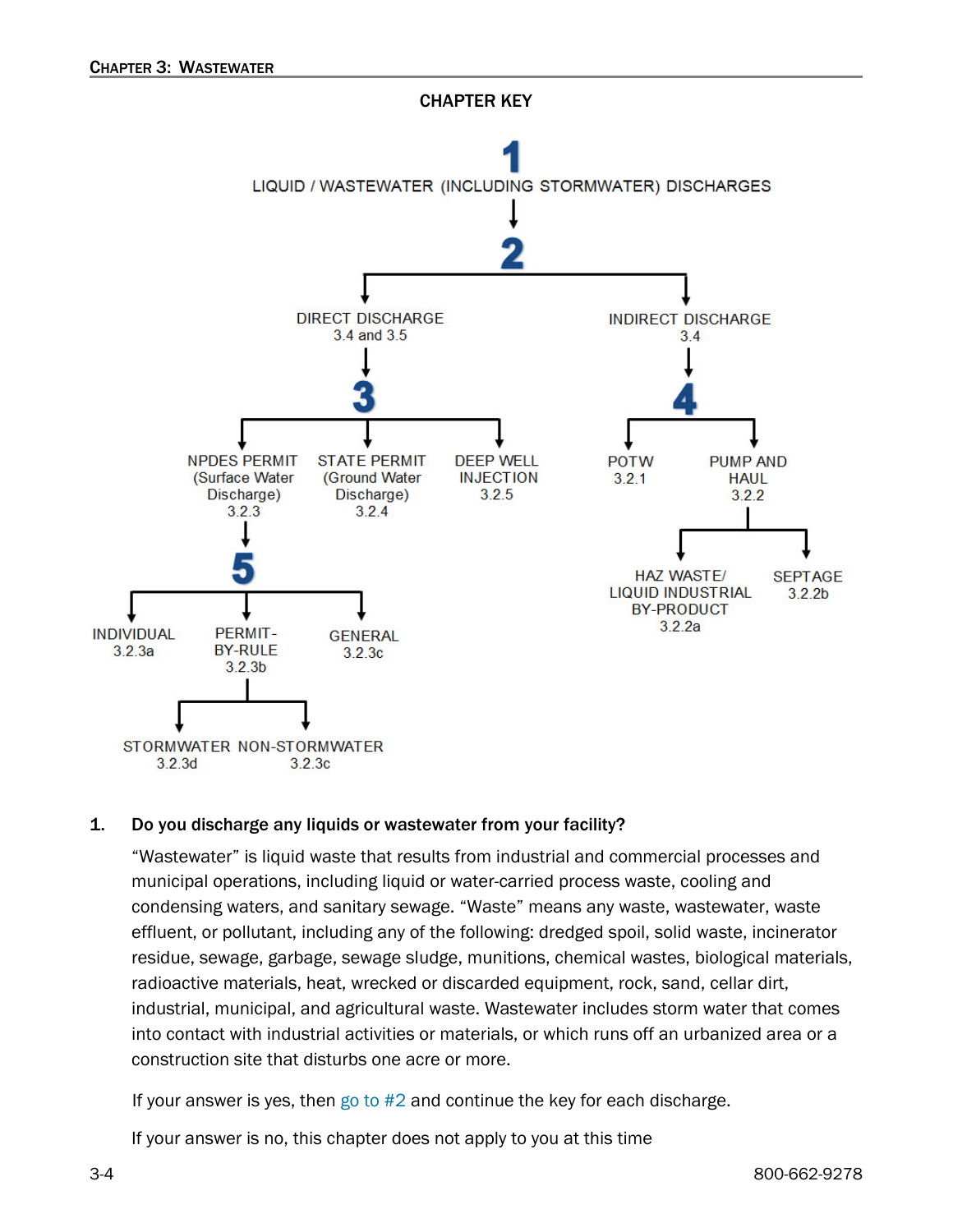## CHAPTER KEY

**1**
LIQUID / WASTEWATER (INCLUDING STORMWATER) DISCHARGES

**2**
- DIRECT DISCHARGE 3.4 and 3.5
  - **3**
    - NPDES PERMIT (Surface Water Discharge) 3.2.3
      - **5**
        - INDIVIDUAL 3.2.3a
        - PERMIT-BY-RULE 3.2.3b
          - STORMWATER 3.2.3d
          - NON-STORMWATER 3.2.3c
        - GENERAL 3.2.3c
    - STATE PERMIT (Ground Water Discharge) 3.2.4
    - DEEP WELL INJECTION 3.2.5
- INDIRECT DISCHARGE 3.4
  - **4**
    - POTW 3.2.1
    - PUMP AND HAUL 3.2.2
      - HAZ WASTE/ LIQUID INDUSTRIAL BY-PRODUCT 3.2.2a
      - SEPTAGE 3.2.2b

**1. Do you discharge any liquids or wastewater from your facility?**

"Wastewater" is liquid waste that results from industrial and commercial processes and municipal operations, including liquid or water-carried process waste, cooling and condensing waters, and sanitary sewage. "Waste" means any waste, wastewater, waste effluent, or pollutant, including any of the following: dredged spoil, solid waste, incinerator residue, sewage, garbage, sewage sludge, munitions, chemical wastes, biological materials, radioactive materials, heat, wrecked or discarded equipment, rock, sand, cellar dirt, industrial, municipal, and agricultural waste. Wastewater includes storm water that comes into contact with industrial activities or materials, or which runs off an urbanized area or a construction site that disturbs one acre or more.

If your answer is yes, then go to #2 and continue the key for each discharge.

If your answer is no, this chapter does not apply to you at this time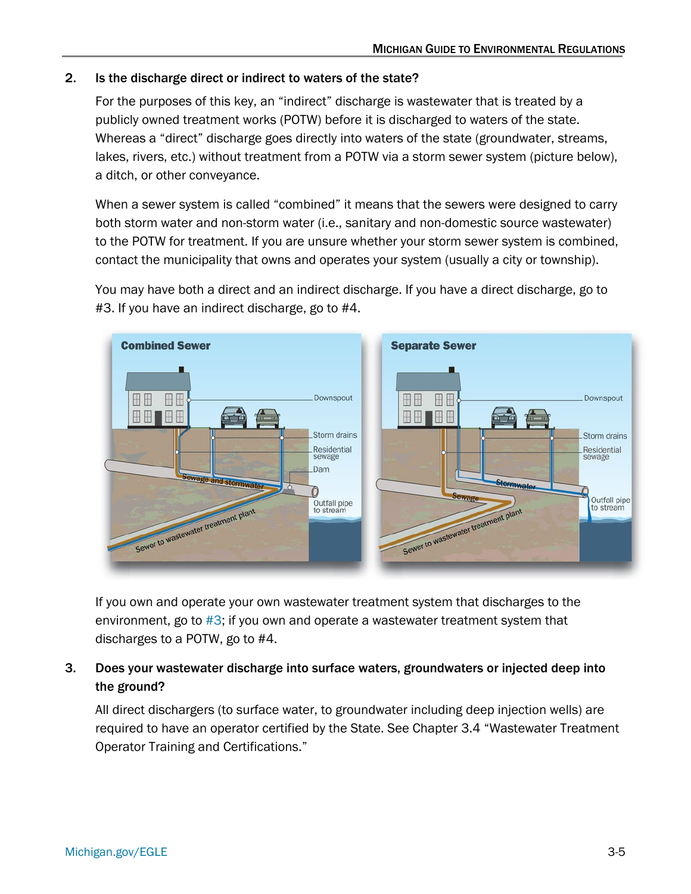2. **Is the discharge direct or indirect to waters of the state?**

   For the purposes of this key, an "indirect" discharge is wastewater that is treated by a publicly owned treatment works (POTW) before it is discharged to waters of the state. Whereas a "direct" discharge goes directly into waters of the state (groundwater, streams, lakes, rivers, etc.) without treatment from a POTW via a storm sewer system (picture below), a ditch, or other conveyance.

   When a sewer system is called "combined" it means that the sewers were designed to carry both storm water and non-storm water (i.e., sanitary and non-domestic source wastewater) to the POTW for treatment. If you are unsure whether your storm sewer system is combined, contact the municipality that owns and operates your system (usually a city or township).

   You may have both a direct and an indirect discharge. If you have a direct discharge, go to #3. If you have an indirect discharge, go to #4.

   If you own and operate your own wastewater treatment system that discharges to the environment, go to #3; if you own and operate a wastewater treatment system that discharges to a POTW, go to #4.

3. **Does your wastewater discharge into surface waters, groundwaters or injected deep into the ground?**

   All direct dischargers (to surface water, to groundwater including deep injection wells) are required to have an operator certified by the State. See Chapter 3.4 "Wastewater Treatment Operator Training and Certifications."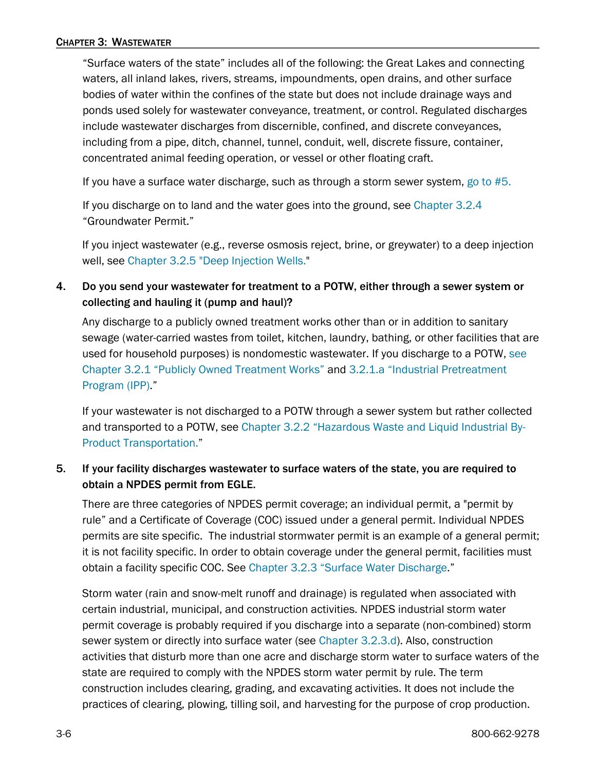"Surface waters of the state" includes all of the following: the Great Lakes and connecting waters, all inland lakes, rivers, streams, impoundments, open drains, and other surface bodies of water within the confines of the state but does not include drainage ways and ponds used solely for wastewater conveyance, treatment, or control. Regulated discharges include wastewater discharges from discernible, confined, and discrete conveyances, including from a pipe, ditch, channel, tunnel, conduit, well, discrete fissure, container, concentrated animal feeding operation, or vessel or other floating craft.

If you have a surface water discharge, such as through a storm sewer system, go to #5.

If you discharge on to land and the water goes into the ground, see Chapter 3.2.4 "Groundwater Permit."

If you inject wastewater (e.g., reverse osmosis reject, brine, or greywater) to a deep injection well, see Chapter 3.2.5 "Deep Injection Wells."

4. **Do you send your wastewater for treatment to a POTW, either through a sewer system or collecting and hauling it (pump and haul)?**

   Any discharge to a publicly owned treatment works other than or in addition to sanitary sewage (water-carried wastes from toilet, kitchen, laundry, bathing, or other facilities that are used for household purposes) is nondomestic wastewater. If you discharge to a POTW, see Chapter 3.2.1 "Publicly Owned Treatment Works" and 3.2.1.a "Industrial Pretreatment Program (IPP)."

   If your wastewater is not discharged to a POTW through a sewer system but rather collected and transported to a POTW, see Chapter 3.2.2 "Hazardous Waste and Liquid Industrial By-Product Transportation."

5. **If your facility discharges wastewater to surface waters of the state, you are required to obtain a NPDES permit from EGLE.**

   There are three categories of NPDES permit coverage; an individual permit, a "permit by rule" and a Certificate of Coverage (COC) issued under a general permit. Individual NPDES permits are site specific. The industrial stormwater permit is an example of a general permit; it is not facility specific. In order to obtain coverage under the general permit, facilities must obtain a facility specific COC. See Chapter 3.2.3 "Surface Water Discharge."

   Storm water (rain and snow-melt runoff and drainage) is regulated when associated with certain industrial, municipal, and construction activities. NPDES industrial storm water permit coverage is probably required if you discharge into a separate (non-combined) storm sewer system or directly into surface water (see Chapter 3.2.3.d). Also, construction activities that disturb more than one acre and discharge storm water to surface waters of the state are required to comply with the NPDES storm water permit by rule. The term construction includes clearing, grading, and excavating activities. It does not include the practices of clearing, plowing, tilling soil, and harvesting for the purpose of crop production.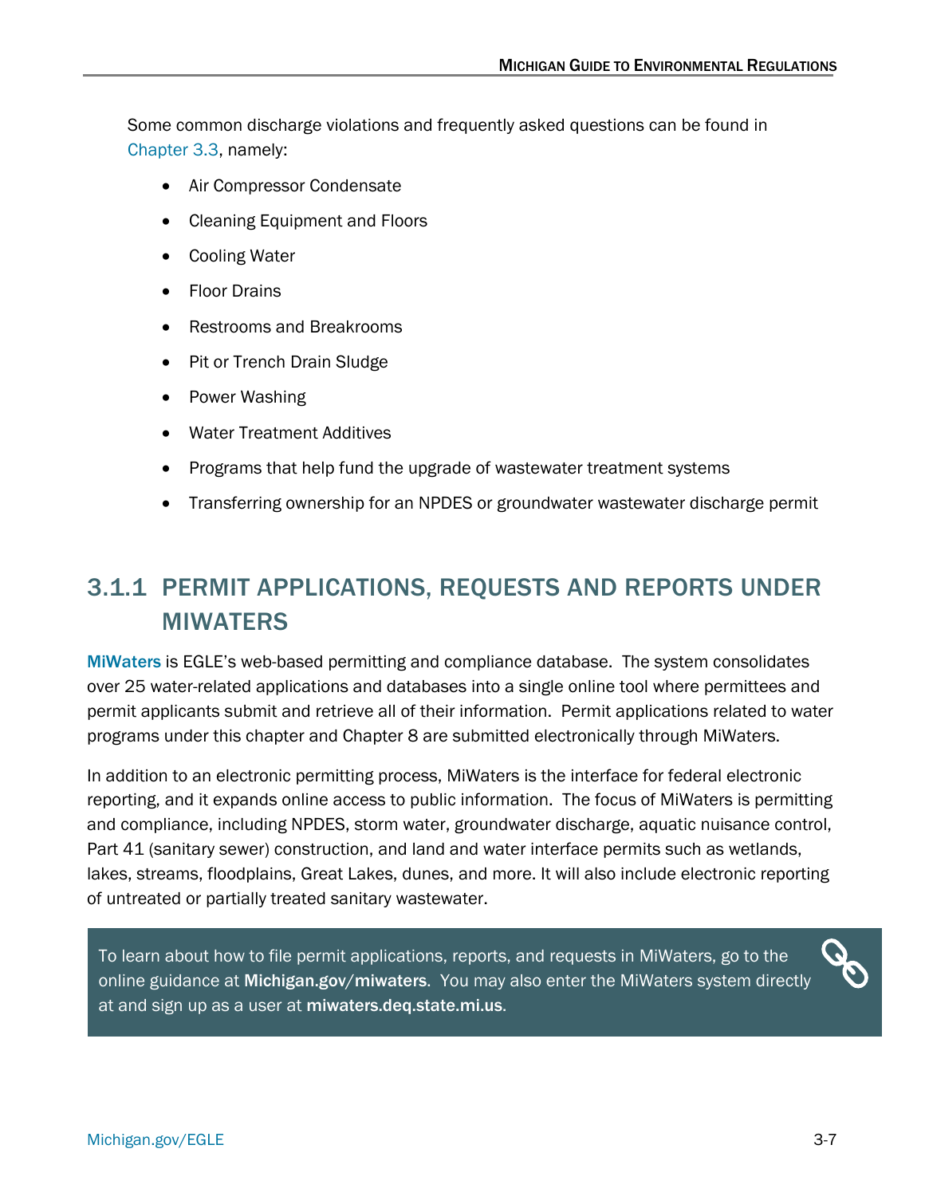Some common discharge violations and frequently asked questions can be found in Chapter 3.3, namely:

- Air Compressor Condensate
- Cleaning Equipment and Floors
- Cooling Water
- Floor Drains
- Restrooms and Breakrooms
- Pit or Trench Drain Sludge
- Power Washing
- Water Treatment Additives
- Programs that help fund the upgrade of wastewater treatment systems
- Transferring ownership for an NPDES or groundwater wastewater discharge permit

## 3.1.1 PERMIT APPLICATIONS, REQUESTS AND REPORTS UNDER MIWATERS

MiWaters is EGLE's web-based permitting and compliance database. The system consolidates over 25 water-related applications and databases into a single online tool where permittees and permit applicants submit and retrieve all of their information. Permit applications related to water programs under this chapter and Chapter 8 are submitted electronically through MiWaters.

In addition to an electronic permitting process, MiWaters is the interface for federal electronic reporting, and it expands online access to public information. The focus of MiWaters is permitting and compliance, including NPDES, storm water, groundwater discharge, aquatic nuisance control, Part 41 (sanitary sewer) construction, and land and water interface permits such as wetlands, lakes, streams, floodplains, Great Lakes, dunes, and more. It will also include electronic reporting of untreated or partially treated sanitary wastewater.

> To learn about how to file permit applications, reports, and requests in MiWaters, go to the online guidance at **Michigan.gov/miwaters**. You may also enter the MiWaters system directly at and sign up as a user at **miwaters.deq.state.mi.us**.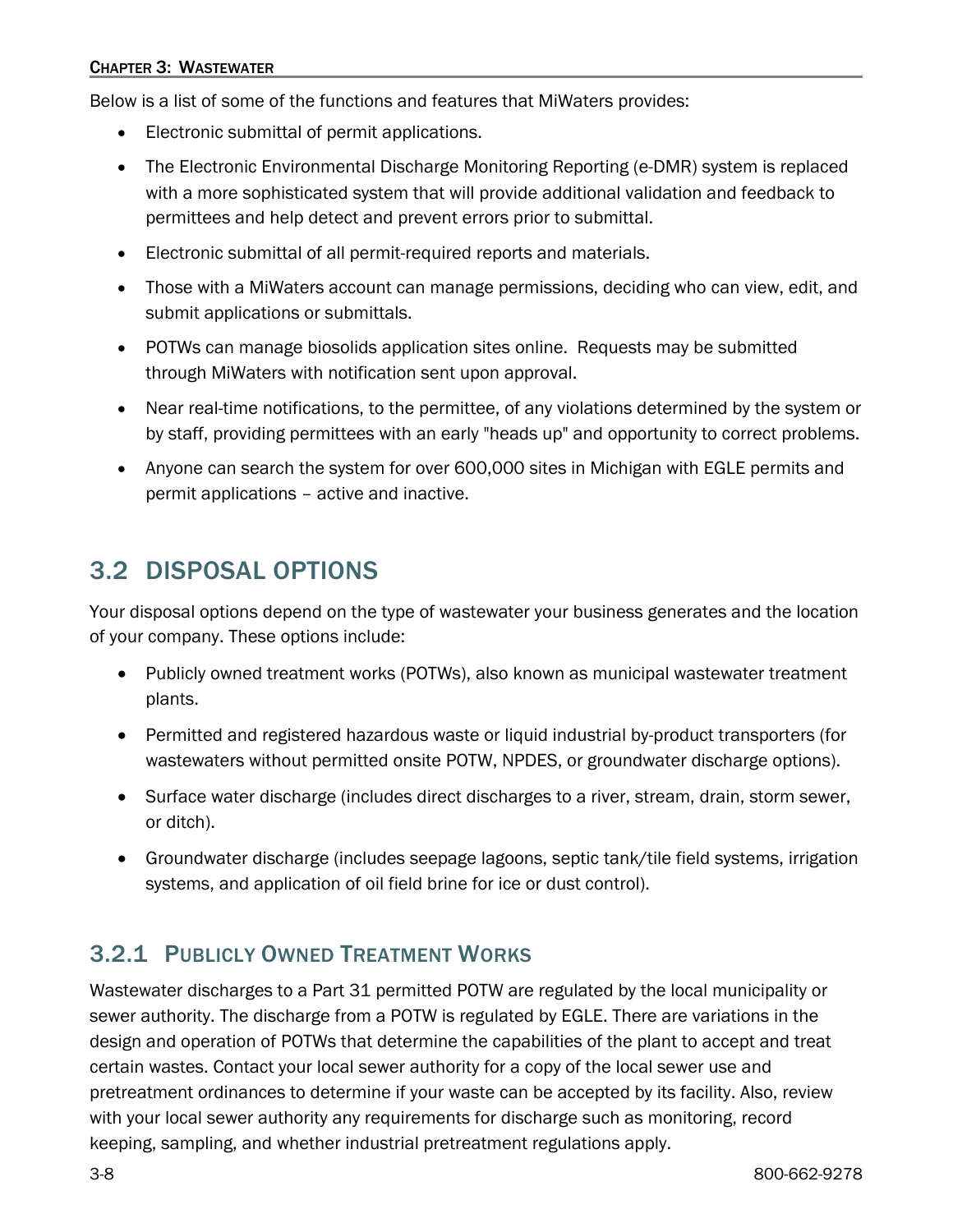Below is a list of some of the functions and features that MiWaters provides:

- Electronic submittal of permit applications.
- The Electronic Environmental Discharge Monitoring Reporting (e-DMR) system is replaced with a more sophisticated system that will provide additional validation and feedback to permittees and help detect and prevent errors prior to submittal.
- Electronic submittal of all permit-required reports and materials.
- Those with a MiWaters account can manage permissions, deciding who can view, edit, and submit applications or submittals.
- POTWs can manage biosolids application sites online. Requests may be submitted through MiWaters with notification sent upon approval.
- Near real-time notifications, to the permittee, of any violations determined by the system or by staff, providing permittees with an early "heads up" and opportunity to correct problems.
- Anyone can search the system for over 600,000 sites in Michigan with EGLE permits and permit applications – active and inactive.

## 3.2 DISPOSAL OPTIONS

Your disposal options depend on the type of wastewater your business generates and the location of your company. These options include:

- Publicly owned treatment works (POTWs), also known as municipal wastewater treatment plants.
- Permitted and registered hazardous waste or liquid industrial by-product transporters (for wastewaters without permitted onsite POTW, NPDES, or groundwater discharge options).
- Surface water discharge (includes direct discharges to a river, stream, drain, storm sewer, or ditch).
- Groundwater discharge (includes seepage lagoons, septic tank/tile field systems, irrigation systems, and application of oil field brine for ice or dust control).

### 3.2.1 PUBLICLY OWNED TREATMENT WORKS

Wastewater discharges to a Part 31 permitted POTW are regulated by the local municipality or sewer authority. The discharge from a POTW is regulated by EGLE. There are variations in the design and operation of POTWs that determine the capabilities of the plant to accept and treat certain wastes. Contact your local sewer authority for a copy of the local sewer use and pretreatment ordinances to determine if your waste can be accepted by its facility. Also, review with your local sewer authority any requirements for discharge such as monitoring, record keeping, sampling, and whether industrial pretreatment regulations apply.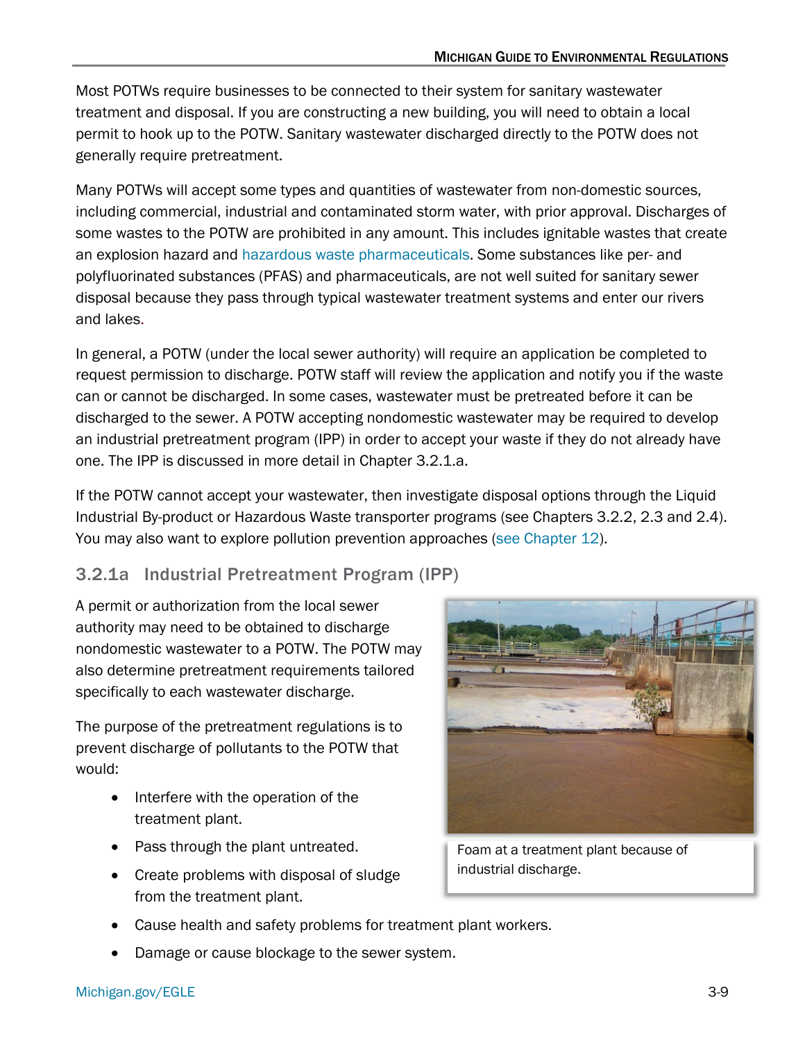Most POTWs require businesses to be connected to their system for sanitary wastewater treatment and disposal. If you are constructing a new building, you will need to obtain a local permit to hook up to the POTW. Sanitary wastewater discharged directly to the POTW does not generally require pretreatment.

Many POTWs will accept some types and quantities of wastewater from non-domestic sources, including commercial, industrial and contaminated storm water, with prior approval. Discharges of some wastes to the POTW are prohibited in any amount. This includes ignitable wastes that create an explosion hazard and hazardous waste pharmaceuticals. Some substances like per- and polyfluorinated substances (PFAS) and pharmaceuticals, are not well suited for sanitary sewer disposal because they pass through typical wastewater treatment systems and enter our rivers and lakes.

In general, a POTW (under the local sewer authority) will require an application be completed to request permission to discharge. POTW staff will review the application and notify you if the waste can or cannot be discharged. In some cases, wastewater must be pretreated before it can be discharged to the sewer. A POTW accepting nondomestic wastewater may be required to develop an industrial pretreatment program (IPP) in order to accept your waste if they do not already have one. The IPP is discussed in more detail in Chapter 3.2.1.a.

If the POTW cannot accept your wastewater, then investigate disposal options through the Liquid Industrial By-product or Hazardous Waste transporter programs (see Chapters 3.2.2, 2.3 and 2.4). You may also want to explore pollution prevention approaches (see Chapter 12).

### 3.2.1a Industrial Pretreatment Program (IPP)

A permit or authorization from the local sewer authority may need to be obtained to discharge nondomestic wastewater to a POTW. The POTW may also determine pretreatment requirements tailored specifically to each wastewater discharge.

Foam at a treatment plant because of industrial discharge.

The purpose of the pretreatment regulations is to prevent discharge of pollutants to the POTW that would:

- Interfere with the operation of the treatment plant.
- Pass through the plant untreated.
- Create problems with disposal of sludge from the treatment plant.
- Cause health and safety problems for treatment plant workers.
- Damage or cause blockage to the sewer system.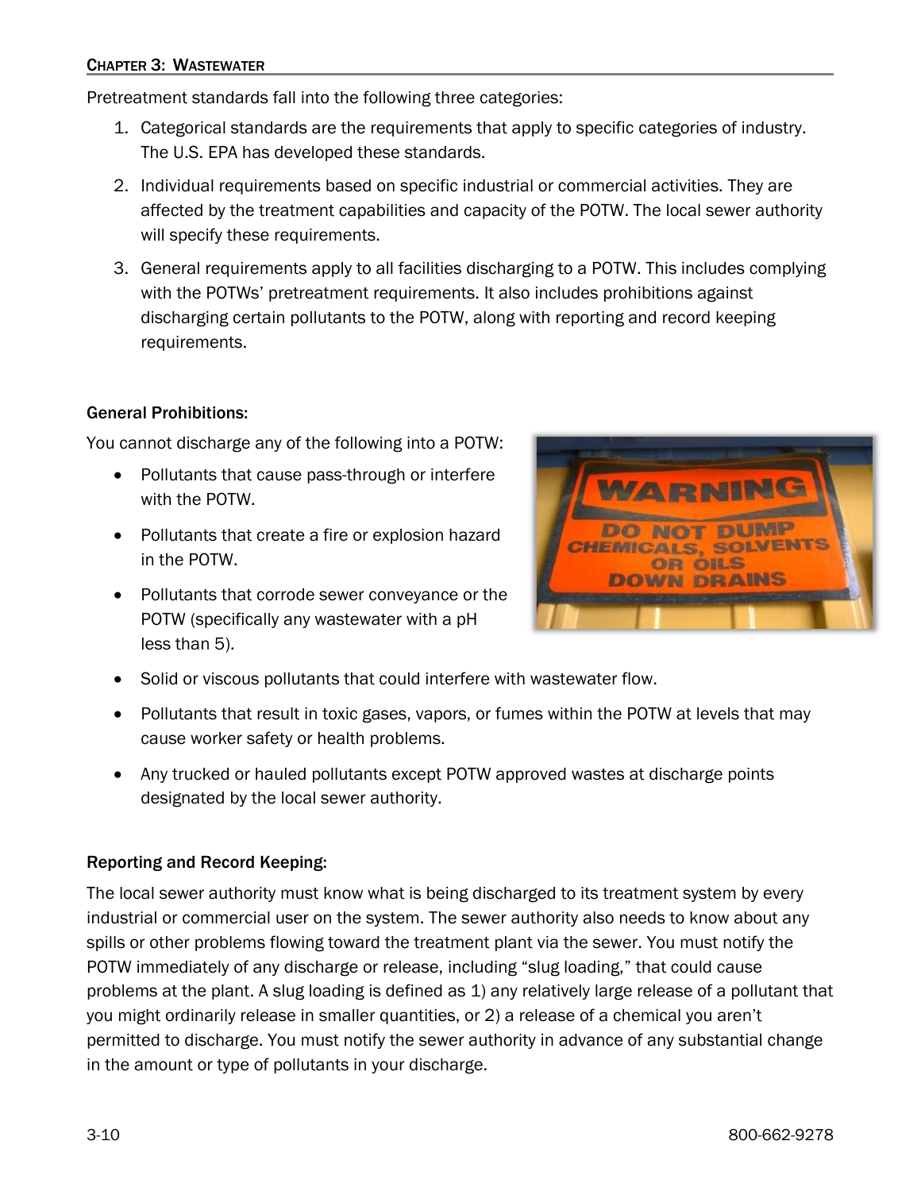Pretreatment standards fall into the following three categories:

1. Categorical standards are the requirements that apply to specific categories of industry. The U.S. EPA has developed these standards.
2. Individual requirements based on specific industrial or commercial activities. They are affected by the treatment capabilities and capacity of the POTW. The local sewer authority will specify these requirements.
3. General requirements apply to all facilities discharging to a POTW. This includes complying with the POTWs' pretreatment requirements. It also includes prohibitions against discharging certain pollutants to the POTW, along with reporting and record keeping requirements.

### General Prohibitions:

You cannot discharge any of the following into a POTW:

- Pollutants that cause pass-through or interfere with the POTW.
- Pollutants that create a fire or explosion hazard in the POTW.
- Pollutants that corrode sewer conveyance or the POTW (specifically any wastewater with a pH less than 5).
- Solid or viscous pollutants that could interfere with wastewater flow.
- Pollutants that result in toxic gases, vapors, or fumes within the POTW at levels that may cause worker safety or health problems.
- Any trucked or hauled pollutants except POTW approved wastes at discharge points designated by the local sewer authority.

### Reporting and Record Keeping:

The local sewer authority must know what is being discharged to its treatment system by every industrial or commercial user on the system. The sewer authority also needs to know about any spills or other problems flowing toward the treatment plant via the sewer. You must notify the POTW immediately of any discharge or release, including "slug loading," that could cause problems at the plant. A slug loading is defined as 1) any relatively large release of a pollutant that you might ordinarily release in smaller quantities, or 2) a release of a chemical you aren't permitted to discharge. You must notify the sewer authority in advance of any substantial change in the amount or type of pollutants in your discharge.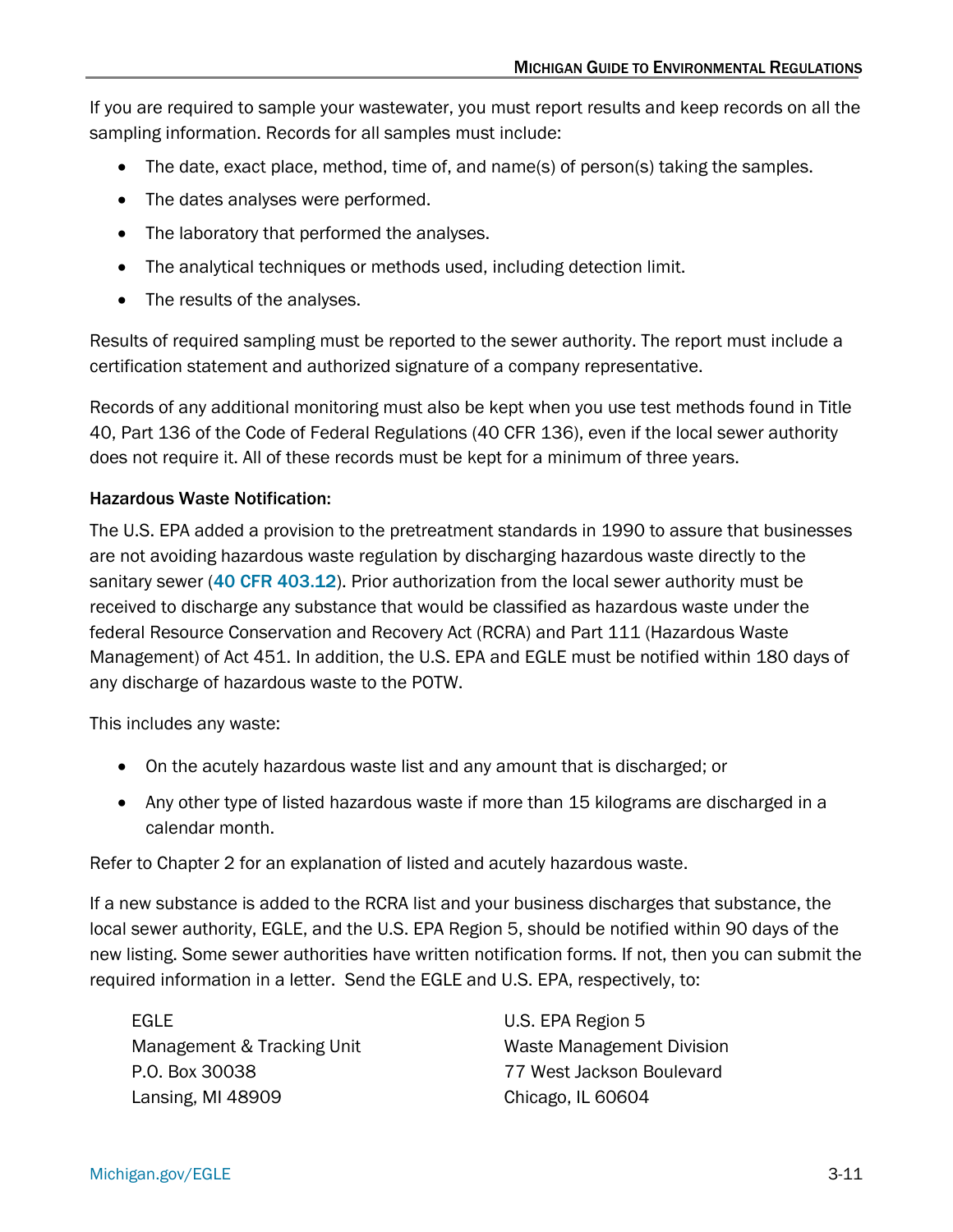If you are required to sample your wastewater, you must report results and keep records on all the sampling information. Records for all samples must include:

- The date, exact place, method, time of, and name(s) of person(s) taking the samples.
- The dates analyses were performed.
- The laboratory that performed the analyses.
- The analytical techniques or methods used, including detection limit.
- The results of the analyses.

Results of required sampling must be reported to the sewer authority. The report must include a certification statement and authorized signature of a company representative.

Records of any additional monitoring must also be kept when you use test methods found in Title 40, Part 136 of the Code of Federal Regulations (40 CFR 136), even if the local sewer authority does not require it. All of these records must be kept for a minimum of three years.

**Hazardous Waste Notification:**

The U.S. EPA added a provision to the pretreatment standards in 1990 to assure that businesses are not avoiding hazardous waste regulation by discharging hazardous waste directly to the sanitary sewer (40 CFR 403.12). Prior authorization from the local sewer authority must be received to discharge any substance that would be classified as hazardous waste under the federal Resource Conservation and Recovery Act (RCRA) and Part 111 (Hazardous Waste Management) of Act 451. In addition, the U.S. EPA and EGLE must be notified within 180 days of any discharge of hazardous waste to the POTW.

This includes any waste:

- On the acutely hazardous waste list and any amount that is discharged; or
- Any other type of listed hazardous waste if more than 15 kilograms are discharged in a calendar month.

Refer to Chapter 2 for an explanation of listed and acutely hazardous waste.

If a new substance is added to the RCRA list and your business discharges that substance, the local sewer authority, EGLE, and the U.S. EPA Region 5, should be notified within 90 days of the new listing. Some sewer authorities have written notification forms. If not, then you can submit the required information in a letter. Send the EGLE and U.S. EPA, respectively, to:

EGLE
Management & Tracking Unit
P.O. Box 30038
Lansing, MI 48909

U.S. EPA Region 5
Waste Management Division
77 West Jackson Boulevard
Chicago, IL 60604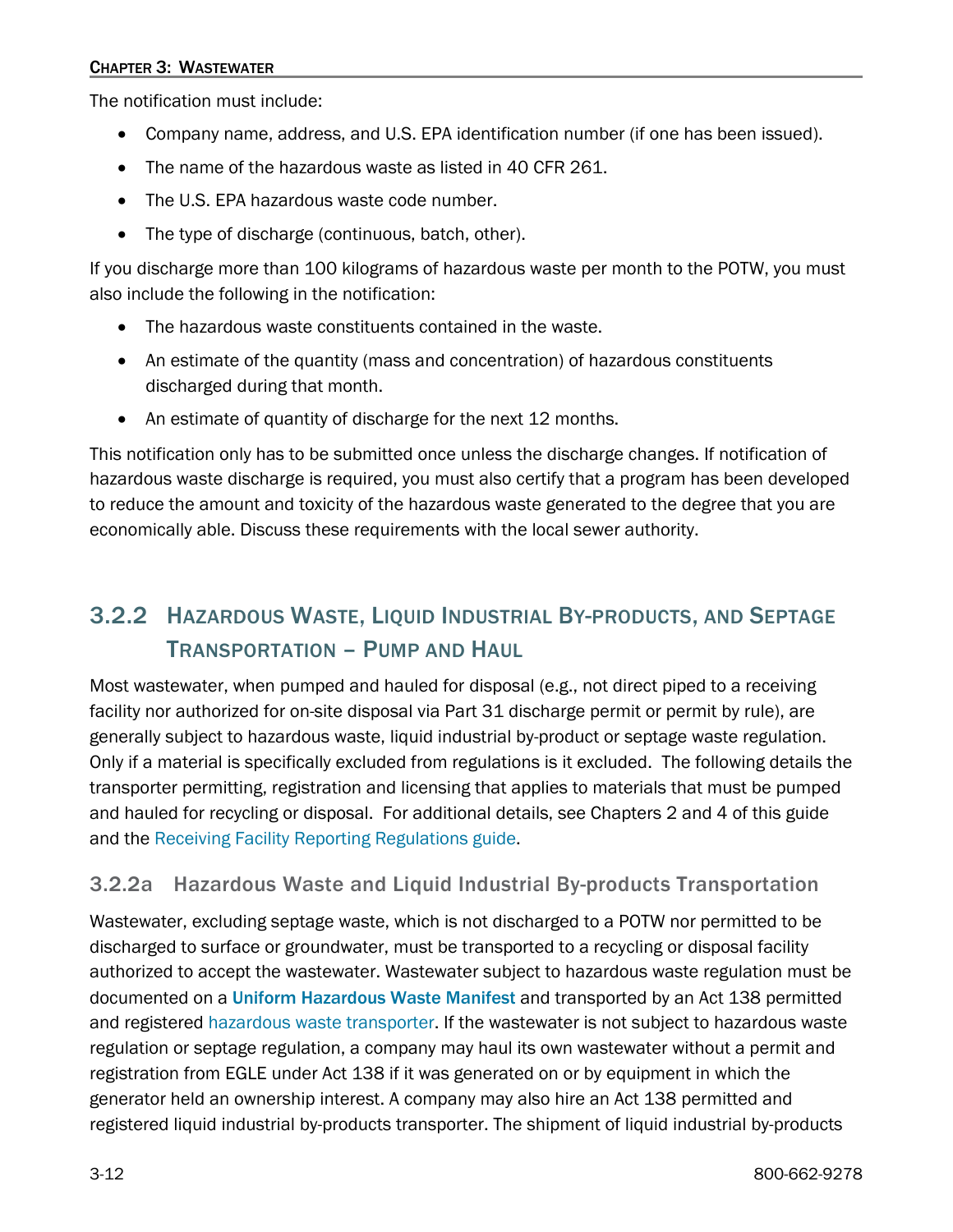The notification must include:

- Company name, address, and U.S. EPA identification number (if one has been issued).
- The name of the hazardous waste as listed in 40 CFR 261.
- The U.S. EPA hazardous waste code number.
- The type of discharge (continuous, batch, other).

If you discharge more than 100 kilograms of hazardous waste per month to the POTW, you must also include the following in the notification:

- The hazardous waste constituents contained in the waste.
- An estimate of the quantity (mass and concentration) of hazardous constituents discharged during that month.
- An estimate of quantity of discharge for the next 12 months.

This notification only has to be submitted once unless the discharge changes. If notification of hazardous waste discharge is required, you must also certify that a program has been developed to reduce the amount and toxicity of the hazardous waste generated to the degree that you are economically able. Discuss these requirements with the local sewer authority.

## 3.2.2 Hazardous Waste, Liquid Industrial By-products, and Septage Transportation – Pump and Haul

Most wastewater, when pumped and hauled for disposal (e.g., not direct piped to a receiving facility nor authorized for on-site disposal via Part 31 discharge permit or permit by rule), are generally subject to hazardous waste, liquid industrial by-product or septage waste regulation. Only if a material is specifically excluded from regulations is it excluded. The following details the transporter permitting, registration and licensing that applies to materials that must be pumped and hauled for recycling or disposal. For additional details, see Chapters 2 and 4 of this guide and the Receiving Facility Reporting Regulations guide.

### 3.2.2a Hazardous Waste and Liquid Industrial By-products Transportation

Wastewater, excluding septage waste, which is not discharged to a POTW nor permitted to be discharged to surface or groundwater, must be transported to a recycling or disposal facility authorized to accept the wastewater. Wastewater subject to hazardous waste regulation must be documented on a **Uniform Hazardous Waste Manifest** and transported by an Act 138 permitted and registered hazardous waste transporter. If the wastewater is not subject to hazardous waste regulation or septage regulation, a company may haul its own wastewater without a permit and registration from EGLE under Act 138 if it was generated on or by equipment in which the generator held an ownership interest. A company may also hire an Act 138 permitted and registered liquid industrial by-products transporter. The shipment of liquid industrial by-products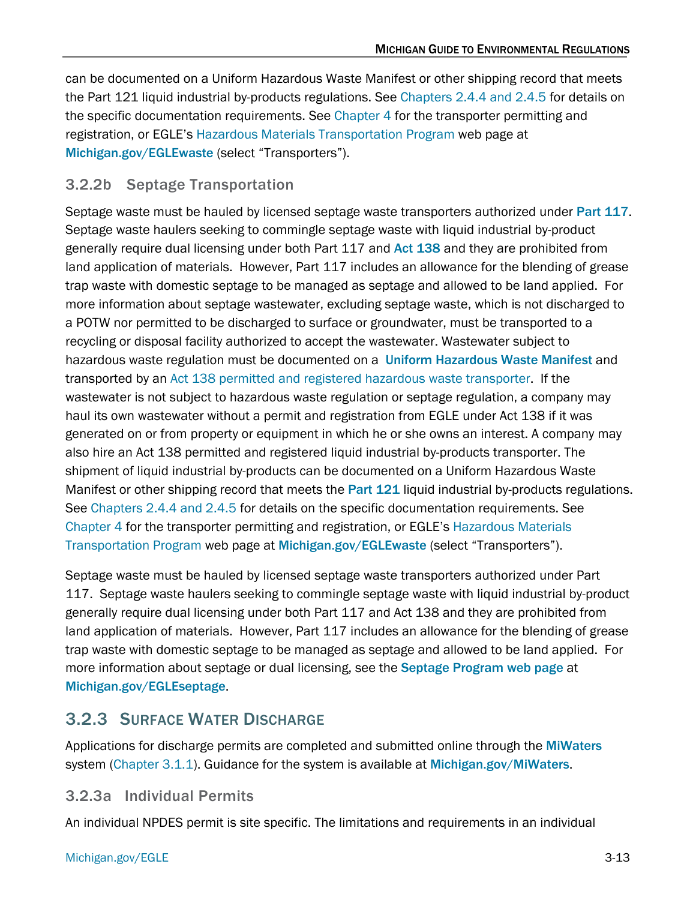can be documented on a Uniform Hazardous Waste Manifest or other shipping record that meets the Part 121 liquid industrial by-products regulations. See Chapters 2.4.4 and 2.4.5 for details on the specific documentation requirements. See Chapter 4 for the transporter permitting and registration, or EGLE's Hazardous Materials Transportation Program web page at **Michigan.gov/EGLEwaste** (select "Transporters").

### 3.2.2b Septage Transportation

Septage waste must be hauled by licensed septage waste transporters authorized under **Part 117**. Septage waste haulers seeking to commingle septage waste with liquid industrial by-product generally require dual licensing under both Part 117 and **Act 138** and they are prohibited from land application of materials. However, Part 117 includes an allowance for the blending of grease trap waste with domestic septage to be managed as septage and allowed to be land applied. For more information about septage wastewater, excluding septage waste, which is not discharged to a POTW nor permitted to be discharged to surface or groundwater, must be transported to a recycling or disposal facility authorized to accept the wastewater. Wastewater subject to hazardous waste regulation must be documented on a **Uniform Hazardous Waste Manifest** and transported by an Act 138 permitted and registered hazardous waste transporter. If the wastewater is not subject to hazardous waste regulation or septage regulation, a company may haul its own wastewater without a permit and registration from EGLE under Act 138 if it was generated on or from property or equipment in which he or she owns an interest. A company may also hire an Act 138 permitted and registered liquid industrial by-products transporter. The shipment of liquid industrial by-products can be documented on a Uniform Hazardous Waste Manifest or other shipping record that meets the **Part 121** liquid industrial by-products regulations. See Chapters 2.4.4 and 2.4.5 for details on the specific documentation requirements. See Chapter 4 for the transporter permitting and registration, or EGLE's Hazardous Materials Transportation Program web page at **Michigan.gov/EGLEwaste** (select "Transporters").

Septage waste must be hauled by licensed septage waste transporters authorized under Part 117. Septage waste haulers seeking to commingle septage waste with liquid industrial by-product generally require dual licensing under both Part 117 and Act 138 and they are prohibited from land application of materials. However, Part 117 includes an allowance for the blending of grease trap waste with domestic septage to be managed as septage and allowed to be land applied. For more information about septage or dual licensing, see the **Septage Program web page** at **Michigan.gov/EGLEseptage**.

## 3.2.3 Surface Water Discharge

Applications for discharge permits are completed and submitted online through the **MiWaters** system (Chapter 3.1.1). Guidance for the system is available at **Michigan.gov/MiWaters**.

### 3.2.3a Individual Permits

An individual NPDES permit is site specific. The limitations and requirements in an individual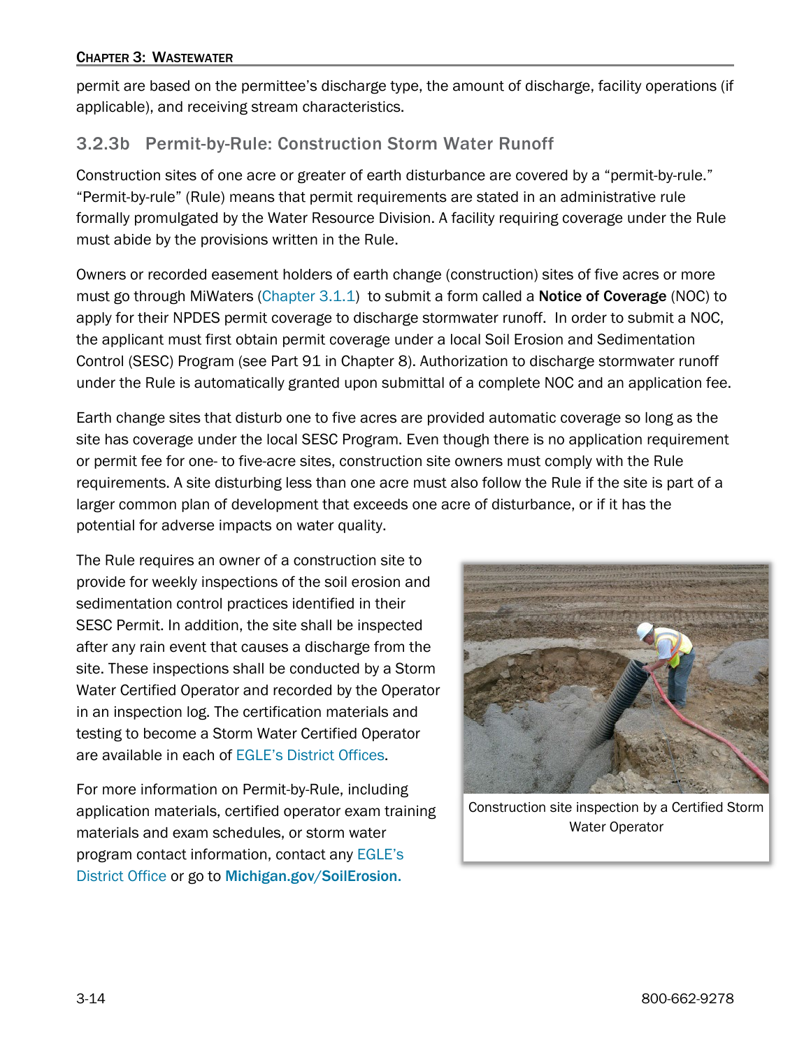permit are based on the permittee's discharge type, the amount of discharge, facility operations (if applicable), and receiving stream characteristics.

### 3.2.3b Permit-by-Rule: Construction Storm Water Runoff

Construction sites of one acre or greater of earth disturbance are covered by a "permit-by-rule." "Permit-by-rule" (Rule) means that permit requirements are stated in an administrative rule formally promulgated by the Water Resource Division. A facility requiring coverage under the Rule must abide by the provisions written in the Rule.

Owners or recorded easement holders of earth change (construction) sites of five acres or more must go through MiWaters (Chapter 3.1.1) to submit a form called a **Notice of Coverage** (NOC) to apply for their NPDES permit coverage to discharge stormwater runoff. In order to submit a NOC, the applicant must first obtain permit coverage under a local Soil Erosion and Sedimentation Control (SESC) Program (see Part 91 in Chapter 8). Authorization to discharge stormwater runoff under the Rule is automatically granted upon submittal of a complete NOC and an application fee.

Earth change sites that disturb one to five acres are provided automatic coverage so long as the site has coverage under the local SESC Program. Even though there is no application requirement or permit fee for one- to five-acre sites, construction site owners must comply with the Rule requirements. A site disturbing less than one acre must also follow the Rule if the site is part of a larger common plan of development that exceeds one acre of disturbance, or if it has the potential for adverse impacts on water quality.

The Rule requires an owner of a construction site to provide for weekly inspections of the soil erosion and sedimentation control practices identified in their SESC Permit. In addition, the site shall be inspected after any rain event that causes a discharge from the site. These inspections shall be conducted by a Storm Water Certified Operator and recorded by the Operator in an inspection log. The certification materials and testing to become a Storm Water Certified Operator are available in each of EGLE's District Offices.

Construction site inspection by a Certified Storm Water Operator

For more information on Permit-by-Rule, including application materials, certified operator exam training materials and exam schedules, or storm water program contact information, contact any EGLE's District Office or go to **Michigan.gov/SoilErosion.**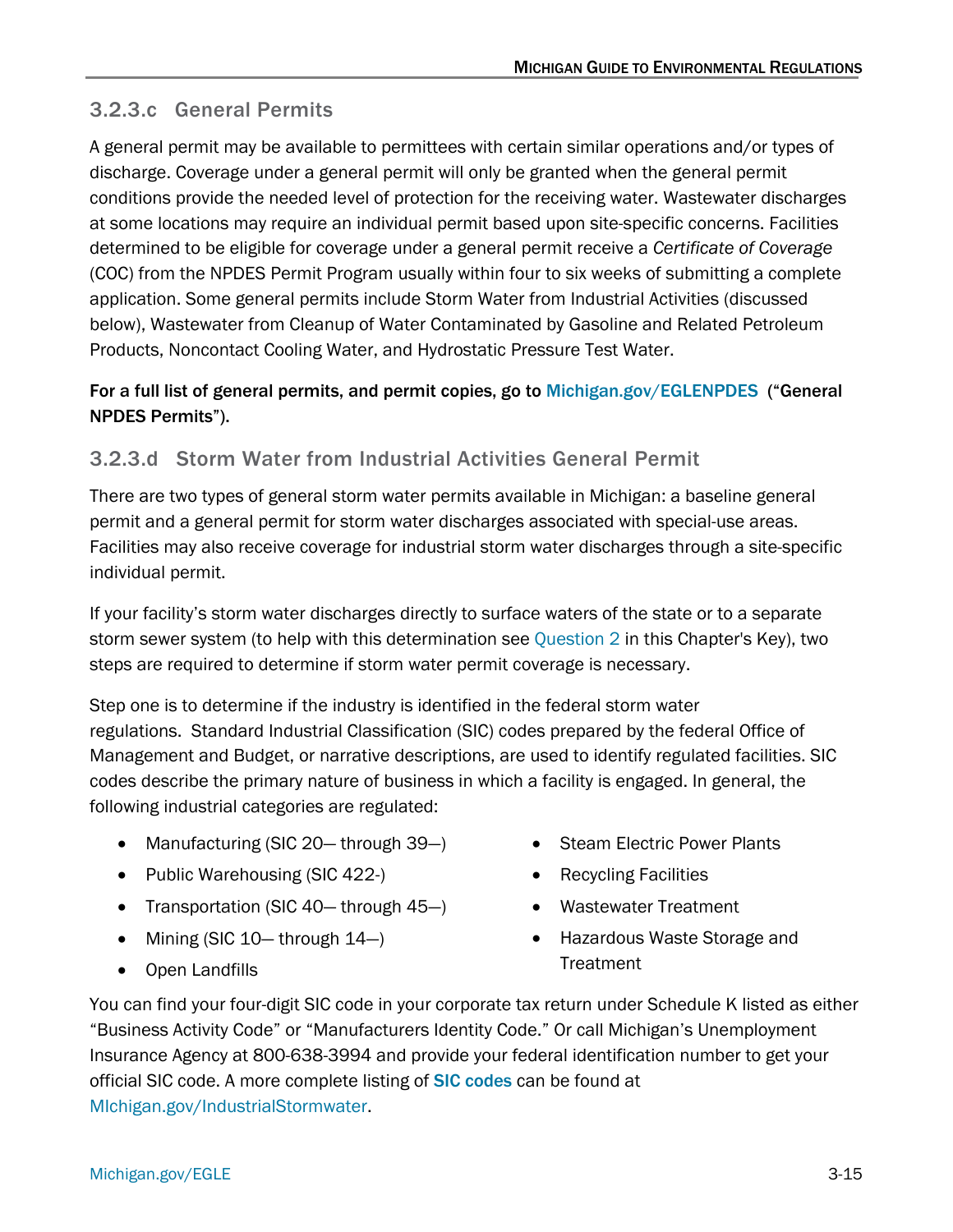### 3.2.3.c General Permits

A general permit may be available to permittees with certain similar operations and/or types of discharge. Coverage under a general permit will only be granted when the general permit conditions provide the needed level of protection for the receiving water. Wastewater discharges at some locations may require an individual permit based upon site-specific concerns. Facilities determined to be eligible for coverage under a general permit receive a *Certificate of Coverage* (COC) from the NPDES Permit Program usually within four to six weeks of submitting a complete application. Some general permits include Storm Water from Industrial Activities (discussed below), Wastewater from Cleanup of Water Contaminated by Gasoline and Related Petroleum Products, Noncontact Cooling Water, and Hydrostatic Pressure Test Water.

**For a full list of general permits, and permit copies, go to Michigan.gov/EGLENPDES ("General NPDES Permits").**

### 3.2.3.d Storm Water from Industrial Activities General Permit

There are two types of general storm water permits available in Michigan: a baseline general permit and a general permit for storm water discharges associated with special-use areas. Facilities may also receive coverage for industrial storm water discharges through a site-specific individual permit.

If your facility's storm water discharges directly to surface waters of the state or to a separate storm sewer system (to help with this determination see Question 2 in this Chapter's Key), two steps are required to determine if storm water permit coverage is necessary.

Step one is to determine if the industry is identified in the federal storm water regulations. Standard Industrial Classification (SIC) codes prepared by the federal Office of Management and Budget, or narrative descriptions, are used to identify regulated facilities. SIC codes describe the primary nature of business in which a facility is engaged. In general, the following industrial categories are regulated:

- Manufacturing (SIC 20— through 39—)
- Public Warehousing (SIC 422-)
- Transportation (SIC 40— through 45—)
- Mining (SIC 10— through 14—)
- Open Landfills
- Steam Electric Power Plants
- Recycling Facilities
- Wastewater Treatment
- Hazardous Waste Storage and Treatment

You can find your four-digit SIC code in your corporate tax return under Schedule K listed as either "Business Activity Code" or "Manufacturers Identity Code." Or call Michigan's Unemployment Insurance Agency at 800-638-3994 and provide your federal identification number to get your official SIC code. A more complete listing of **SIC codes** can be found at MIchigan.gov/IndustrialStormwater.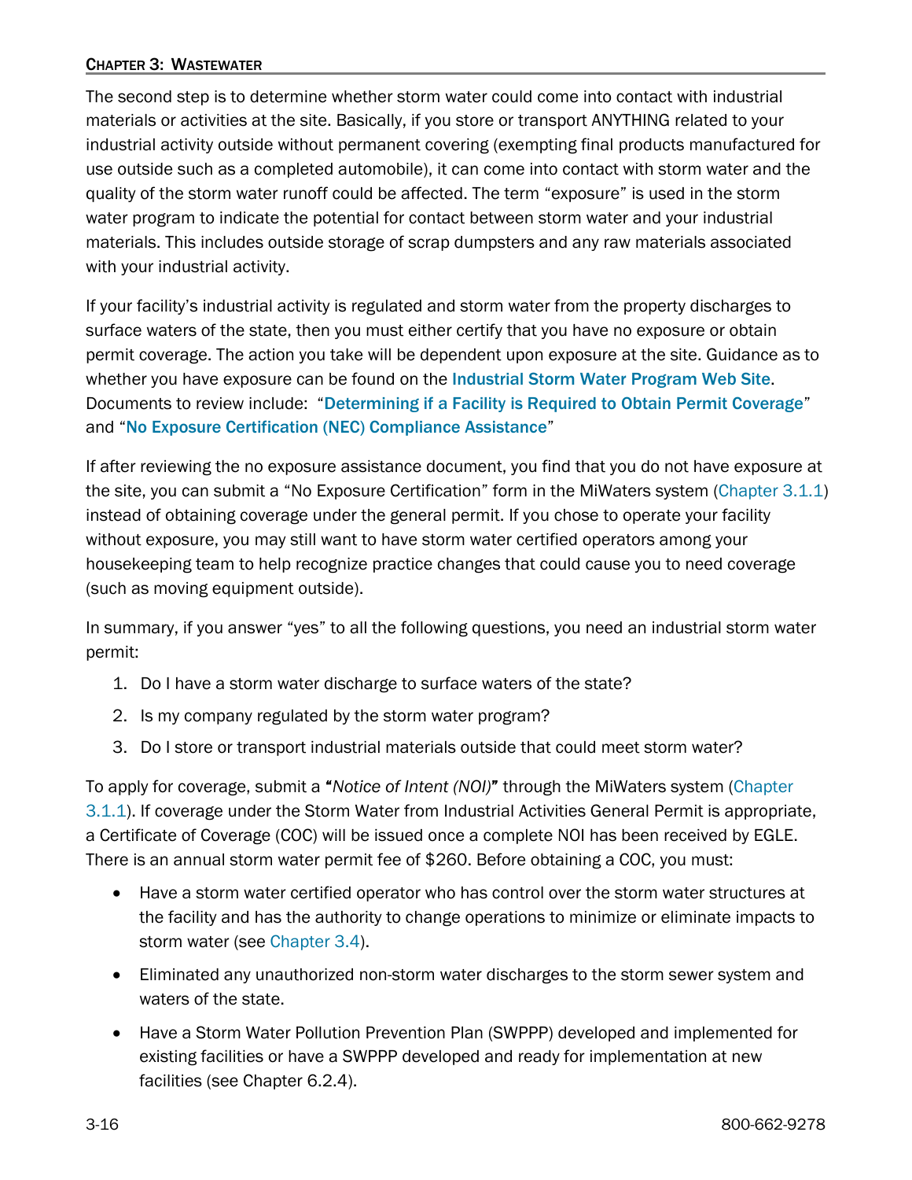The second step is to determine whether storm water could come into contact with industrial materials or activities at the site. Basically, if you store or transport ANYTHING related to your industrial activity outside without permanent covering (exempting final products manufactured for use outside such as a completed automobile), it can come into contact with storm water and the quality of the storm water runoff could be affected. The term "exposure" is used in the storm water program to indicate the potential for contact between storm water and your industrial materials. This includes outside storage of scrap dumpsters and any raw materials associated with your industrial activity.

If your facility's industrial activity is regulated and storm water from the property discharges to surface waters of the state, then you must either certify that you have no exposure or obtain permit coverage. The action you take will be dependent upon exposure at the site. Guidance as to whether you have exposure can be found on the **Industrial Storm Water Program Web Site**. Documents to review include: "**Determining if a Facility is Required to Obtain Permit Coverage**" and "**No Exposure Certification (NEC) Compliance Assistance**"

If after reviewing the no exposure assistance document, you find that you do not have exposure at the site, you can submit a "No Exposure Certification" form in the MiWaters system (Chapter 3.1.1) instead of obtaining coverage under the general permit. If you chose to operate your facility without exposure, you may still want to have storm water certified operators among your housekeeping team to help recognize practice changes that could cause you to need coverage (such as moving equipment outside).

In summary, if you answer "yes" to all the following questions, you need an industrial storm water permit:

1. Do I have a storm water discharge to surface waters of the state?
2. Is my company regulated by the storm water program?
3. Do I store or transport industrial materials outside that could meet storm water?

To apply for coverage, submit a ***"Notice of Intent (NOI)"*** through the MiWaters system (Chapter 3.1.1). If coverage under the Storm Water from Industrial Activities General Permit is appropriate, a Certificate of Coverage (COC) will be issued once a complete NOI has been received by EGLE. There is an annual storm water permit fee of $260. Before obtaining a COC, you must:

- Have a storm water certified operator who has control over the storm water structures at the facility and has the authority to change operations to minimize or eliminate impacts to storm water (see Chapter 3.4).
- Eliminated any unauthorized non-storm water discharges to the storm sewer system and waters of the state.
- Have a Storm Water Pollution Prevention Plan (SWPPP) developed and implemented for existing facilities or have a SWPPP developed and ready for implementation at new facilities (see Chapter 6.2.4).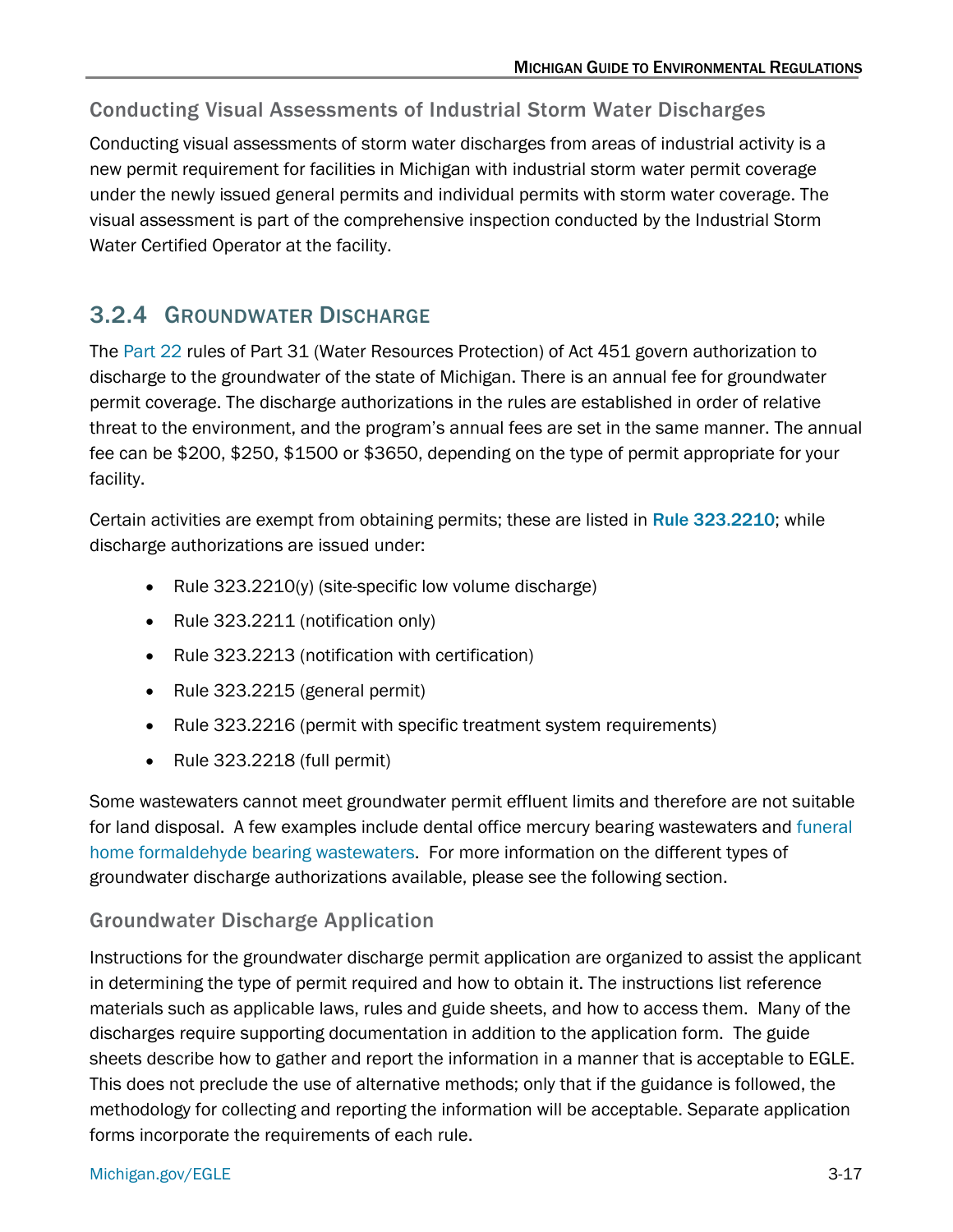### Conducting Visual Assessments of Industrial Storm Water Discharges

Conducting visual assessments of storm water discharges from areas of industrial activity is a new permit requirement for facilities in Michigan with industrial storm water permit coverage under the newly issued general permits and individual permits with storm water coverage. The visual assessment is part of the comprehensive inspection conducted by the Industrial Storm Water Certified Operator at the facility.

## 3.2.4 Groundwater Discharge

The Part 22 rules of Part 31 (Water Resources Protection) of Act 451 govern authorization to discharge to the groundwater of the state of Michigan. There is an annual fee for groundwater permit coverage. The discharge authorizations in the rules are established in order of relative threat to the environment, and the program's annual fees are set in the same manner. The annual fee can be $200, $250, $1500 or $3650, depending on the type of permit appropriate for your facility.

Certain activities are exempt from obtaining permits; these are listed in **Rule 323.2210**; while discharge authorizations are issued under:

- Rule 323.2210(y) (site-specific low volume discharge)
- Rule 323.2211 (notification only)
- Rule 323.2213 (notification with certification)
- Rule 323.2215 (general permit)
- Rule 323.2216 (permit with specific treatment system requirements)
- Rule 323.2218 (full permit)

Some wastewaters cannot meet groundwater permit effluent limits and therefore are not suitable for land disposal. A few examples include dental office mercury bearing wastewaters and funeral home formaldehyde bearing wastewaters. For more information on the different types of groundwater discharge authorizations available, please see the following section.

### Groundwater Discharge Application

Instructions for the groundwater discharge permit application are organized to assist the applicant in determining the type of permit required and how to obtain it. The instructions list reference materials such as applicable laws, rules and guide sheets, and how to access them. Many of the discharges require supporting documentation in addition to the application form. The guide sheets describe how to gather and report the information in a manner that is acceptable to EGLE. This does not preclude the use of alternative methods; only that if the guidance is followed, the methodology for collecting and reporting the information will be acceptable. Separate application forms incorporate the requirements of each rule.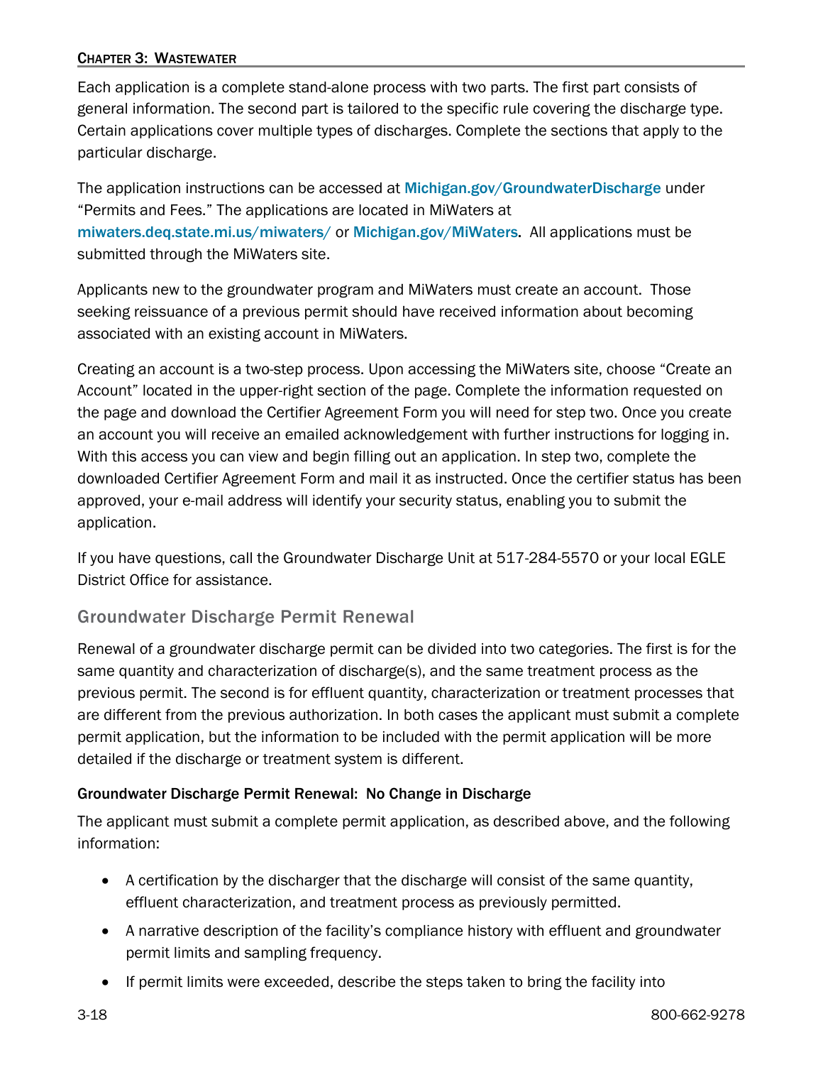Each application is a complete stand-alone process with two parts. The first part consists of general information. The second part is tailored to the specific rule covering the discharge type. Certain applications cover multiple types of discharges. Complete the sections that apply to the particular discharge.

The application instructions can be accessed at Michigan.gov/GroundwaterDischarge under "Permits and Fees." The applications are located in MiWaters at miwaters.deq.state.mi.us/miwaters/ or Michigan.gov/MiWaters. All applications must be submitted through the MiWaters site.

Applicants new to the groundwater program and MiWaters must create an account. Those seeking reissuance of a previous permit should have received information about becoming associated with an existing account in MiWaters.

Creating an account is a two-step process. Upon accessing the MiWaters site, choose "Create an Account" located in the upper-right section of the page. Complete the information requested on the page and download the Certifier Agreement Form you will need for step two. Once you create an account you will receive an emailed acknowledgement with further instructions for logging in. With this access you can view and begin filling out an application. In step two, complete the downloaded Certifier Agreement Form and mail it as instructed. Once the certifier status has been approved, your e-mail address will identify your security status, enabling you to submit the application.

If you have questions, call the Groundwater Discharge Unit at 517-284-5570 or your local EGLE District Office for assistance.

## Groundwater Discharge Permit Renewal

Renewal of a groundwater discharge permit can be divided into two categories. The first is for the same quantity and characterization of discharge(s), and the same treatment process as the previous permit. The second is for effluent quantity, characterization or treatment processes that are different from the previous authorization. In both cases the applicant must submit a complete permit application, but the information to be included with the permit application will be more detailed if the discharge or treatment system is different.

### Groundwater Discharge Permit Renewal: No Change in Discharge

The applicant must submit a complete permit application, as described above, and the following information:

- A certification by the discharger that the discharge will consist of the same quantity, effluent characterization, and treatment process as previously permitted.
- A narrative description of the facility's compliance history with effluent and groundwater permit limits and sampling frequency.
- If permit limits were exceeded, describe the steps taken to bring the facility into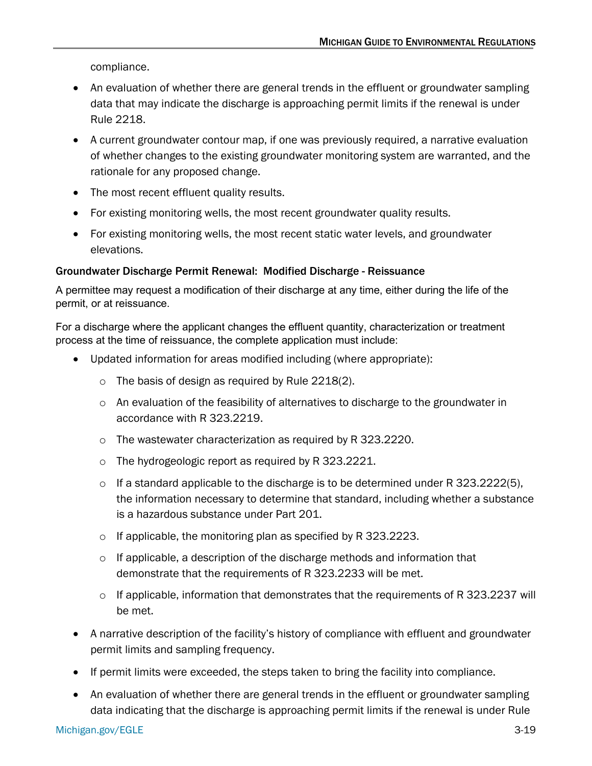compliance.

- An evaluation of whether there are general trends in the effluent or groundwater sampling data that may indicate the discharge is approaching permit limits if the renewal is under Rule 2218.
- A current groundwater contour map, if one was previously required, a narrative evaluation of whether changes to the existing groundwater monitoring system are warranted, and the rationale for any proposed change.
- The most recent effluent quality results.
- For existing monitoring wells, the most recent groundwater quality results.
- For existing monitoring wells, the most recent static water levels, and groundwater elevations.

#### Groundwater Discharge Permit Renewal: Modified Discharge - Reissuance

A permittee may request a modification of their discharge at any time, either during the life of the permit, or at reissuance.

For a discharge where the applicant changes the effluent quantity, characterization or treatment process at the time of reissuance, the complete application must include:

- Updated information for areas modified including (where appropriate):
  - The basis of design as required by Rule 2218(2).
  - An evaluation of the feasibility of alternatives to discharge to the groundwater in accordance with R 323.2219.
  - The wastewater characterization as required by R 323.2220.
  - The hydrogeologic report as required by R 323.2221.
  - If a standard applicable to the discharge is to be determined under R 323.2222(5), the information necessary to determine that standard, including whether a substance is a hazardous substance under Part 201.
  - If applicable, the monitoring plan as specified by R 323.2223.
  - If applicable, a description of the discharge methods and information that demonstrate that the requirements of R 323.2233 will be met.
  - If applicable, information that demonstrates that the requirements of R 323.2237 will be met.
- A narrative description of the facility's history of compliance with effluent and groundwater permit limits and sampling frequency.
- If permit limits were exceeded, the steps taken to bring the facility into compliance.
- An evaluation of whether there are general trends in the effluent or groundwater sampling data indicating that the discharge is approaching permit limits if the renewal is under Rule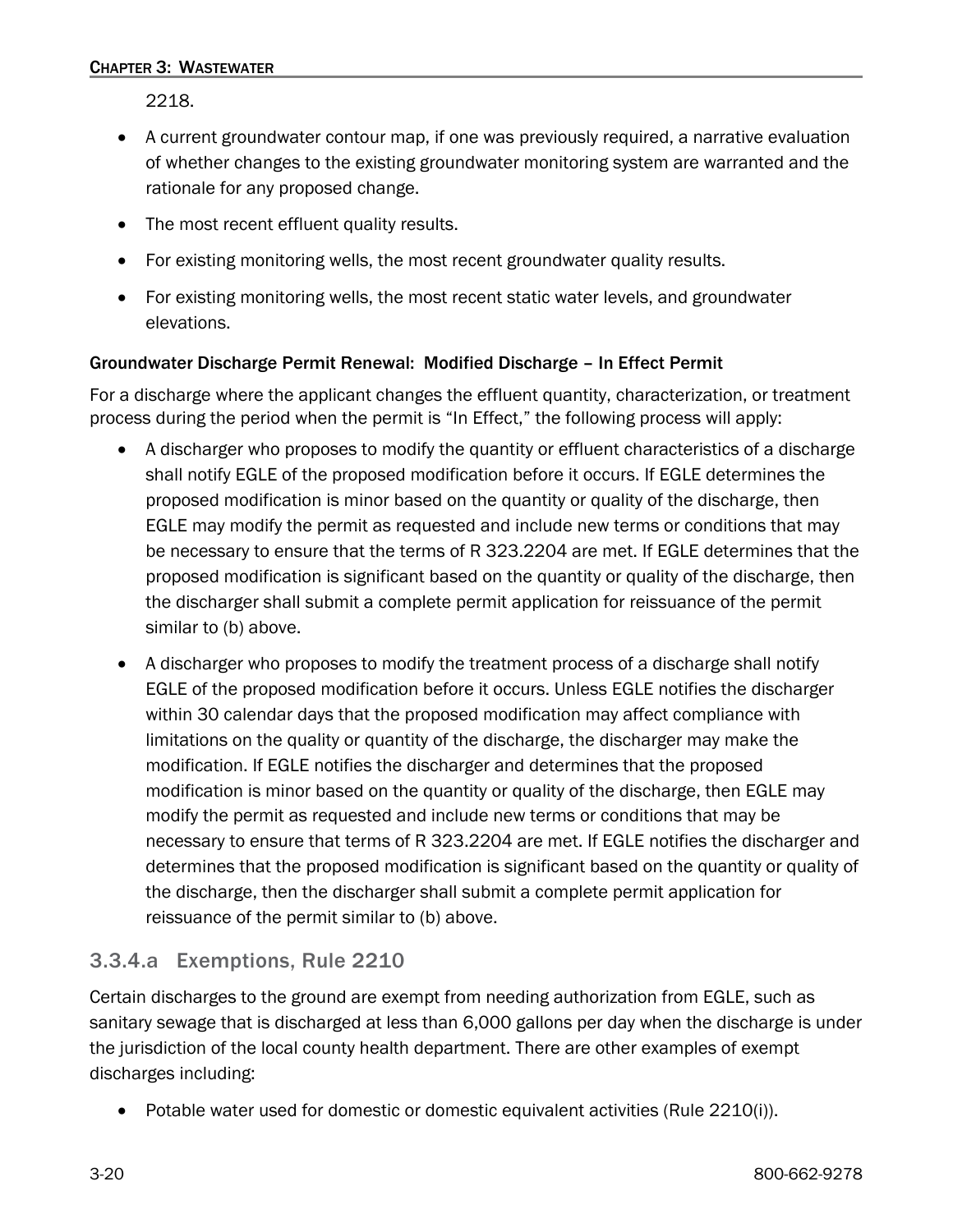2218.

- A current groundwater contour map, if one was previously required, a narrative evaluation of whether changes to the existing groundwater monitoring system are warranted and the rationale for any proposed change.
- The most recent effluent quality results.
- For existing monitoring wells, the most recent groundwater quality results.
- For existing monitoring wells, the most recent static water levels, and groundwater elevations.

#### Groundwater Discharge Permit Renewal: Modified Discharge – In Effect Permit

For a discharge where the applicant changes the effluent quantity, characterization, or treatment process during the period when the permit is "In Effect," the following process will apply:

- A discharger who proposes to modify the quantity or effluent characteristics of a discharge shall notify EGLE of the proposed modification before it occurs. If EGLE determines the proposed modification is minor based on the quantity or quality of the discharge, then EGLE may modify the permit as requested and include new terms or conditions that may be necessary to ensure that the terms of R 323.2204 are met. If EGLE determines that the proposed modification is significant based on the quantity or quality of the discharge, then the discharger shall submit a complete permit application for reissuance of the permit similar to (b) above.
- A discharger who proposes to modify the treatment process of a discharge shall notify EGLE of the proposed modification before it occurs. Unless EGLE notifies the discharger within 30 calendar days that the proposed modification may affect compliance with limitations on the quality or quantity of the discharge, the discharger may make the modification. If EGLE notifies the discharger and determines that the proposed modification is minor based on the quantity or quality of the discharge, then EGLE may modify the permit as requested and include new terms or conditions that may be necessary to ensure that terms of R 323.2204 are met. If EGLE notifies the discharger and determines that the proposed modification is significant based on the quantity or quality of the discharge, then the discharger shall submit a complete permit application for reissuance of the permit similar to (b) above.

### 3.3.4.a Exemptions, Rule 2210

Certain discharges to the ground are exempt from needing authorization from EGLE, such as sanitary sewage that is discharged at less than 6,000 gallons per day when the discharge is under the jurisdiction of the local county health department. There are other examples of exempt discharges including:

- Potable water used for domestic or domestic equivalent activities (Rule 2210(i)).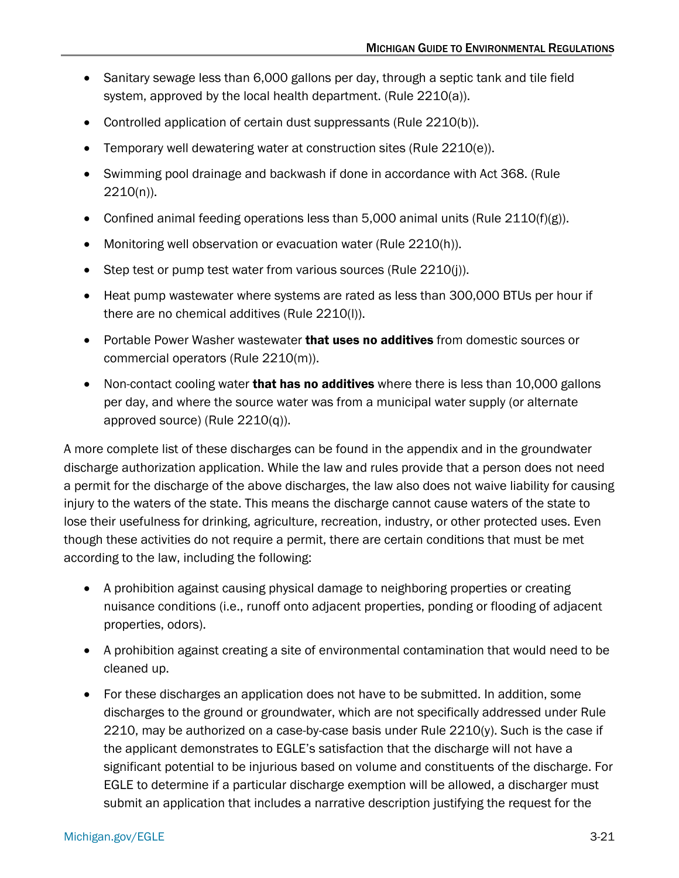- Sanitary sewage less than 6,000 gallons per day, through a septic tank and tile field system, approved by the local health department. (Rule 2210(a)).
- Controlled application of certain dust suppressants (Rule 2210(b)).
- Temporary well dewatering water at construction sites (Rule 2210(e)).
- Swimming pool drainage and backwash if done in accordance with Act 368. (Rule 2210(n)).
- Confined animal feeding operations less than 5,000 animal units (Rule 2110(f)(g)).
- Monitoring well observation or evacuation water (Rule 2210(h)).
- Step test or pump test water from various sources (Rule 2210(j)).
- Heat pump wastewater where systems are rated as less than 300,000 BTUs per hour if there are no chemical additives (Rule 2210(l)).
- Portable Power Washer wastewater **that uses no additives** from domestic sources or commercial operators (Rule 2210(m)).
- Non-contact cooling water **that has no additives** where there is less than 10,000 gallons per day, and where the source water was from a municipal water supply (or alternate approved source) (Rule 2210(q)).

A more complete list of these discharges can be found in the appendix and in the groundwater discharge authorization application. While the law and rules provide that a person does not need a permit for the discharge of the above discharges, the law also does not waive liability for causing injury to the waters of the state. This means the discharge cannot cause waters of the state to lose their usefulness for drinking, agriculture, recreation, industry, or other protected uses. Even though these activities do not require a permit, there are certain conditions that must be met according to the law, including the following:

- A prohibition against causing physical damage to neighboring properties or creating nuisance conditions (i.e., runoff onto adjacent properties, ponding or flooding of adjacent properties, odors).
- A prohibition against creating a site of environmental contamination that would need to be cleaned up.
- For these discharges an application does not have to be submitted. In addition, some discharges to the ground or groundwater, which are not specifically addressed under Rule 2210, may be authorized on a case-by-case basis under Rule 2210(y). Such is the case if the applicant demonstrates to EGLE's satisfaction that the discharge will not have a significant potential to be injurious based on volume and constituents of the discharge. For EGLE to determine if a particular discharge exemption will be allowed, a discharger must submit an application that includes a narrative description justifying the request for the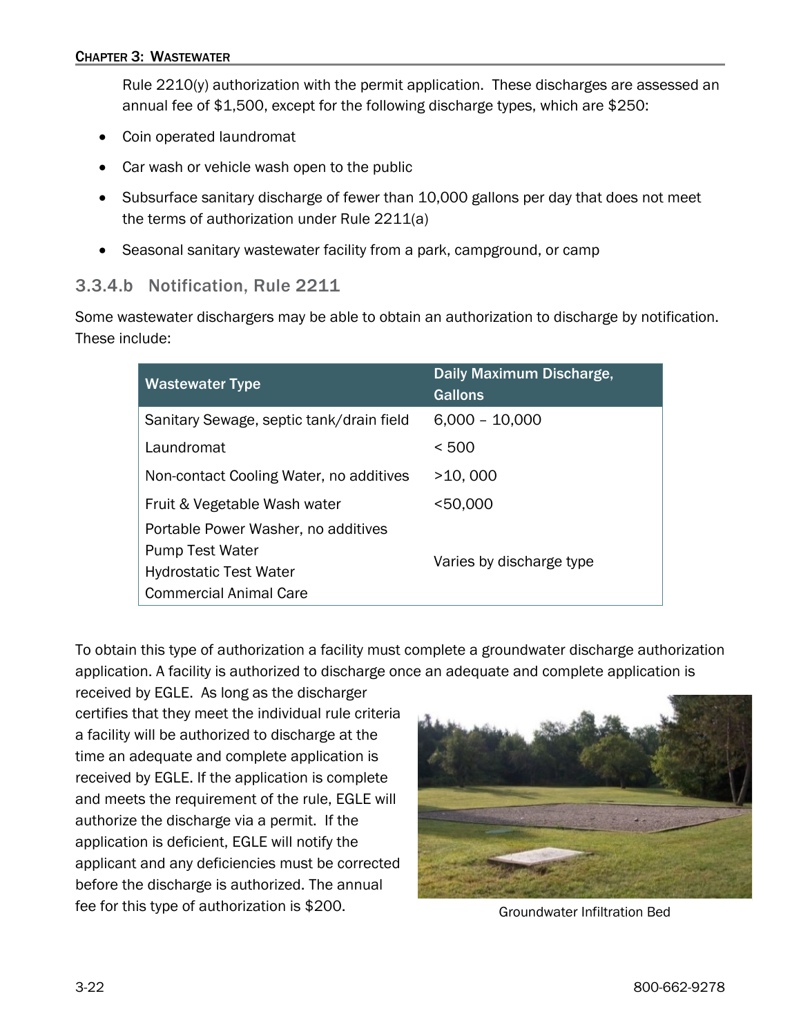Rule 2210(y) authorization with the permit application. These discharges are assessed an annual fee of $1,500, except for the following discharge types, which are $250:

- Coin operated laundromat
- Car wash or vehicle wash open to the public
- Subsurface sanitary discharge of fewer than 10,000 gallons per day that does not meet the terms of authorization under Rule 2211(a)
- Seasonal sanitary wastewater facility from a park, campground, or camp

### 3.3.4.b Notification, Rule 2211

Some wastewater dischargers may be able to obtain an authorization to discharge by notification. These include:

| Wastewater Type | Daily Maximum Discharge, Gallons |
|---|---|
| Sanitary Sewage, septic tank/drain field | 6,000 – 10,000 |
| Laundromat | < 500 |
| Non-contact Cooling Water, no additives | >10, 000 |
| Fruit & Vegetable Wash water | <50,000 |
| Portable Power Washer, no additives<br>Pump Test Water<br>Hydrostatic Test Water<br>Commercial Animal Care | Varies by discharge type |

To obtain this type of authorization a facility must complete a groundwater discharge authorization application. A facility is authorized to discharge once an adequate and complete application is received by EGLE. As long as the discharger certifies that they meet the individual rule criteria a facility will be authorized to discharge at the time an adequate and complete application is received by EGLE. If the application is complete and meets the requirement of the rule, EGLE will authorize the discharge via a permit. If the application is deficient, EGLE will notify the applicant and any deficiencies must be corrected before the discharge is authorized. The annual fee for this type of authorization is $200.

Groundwater Infiltration Bed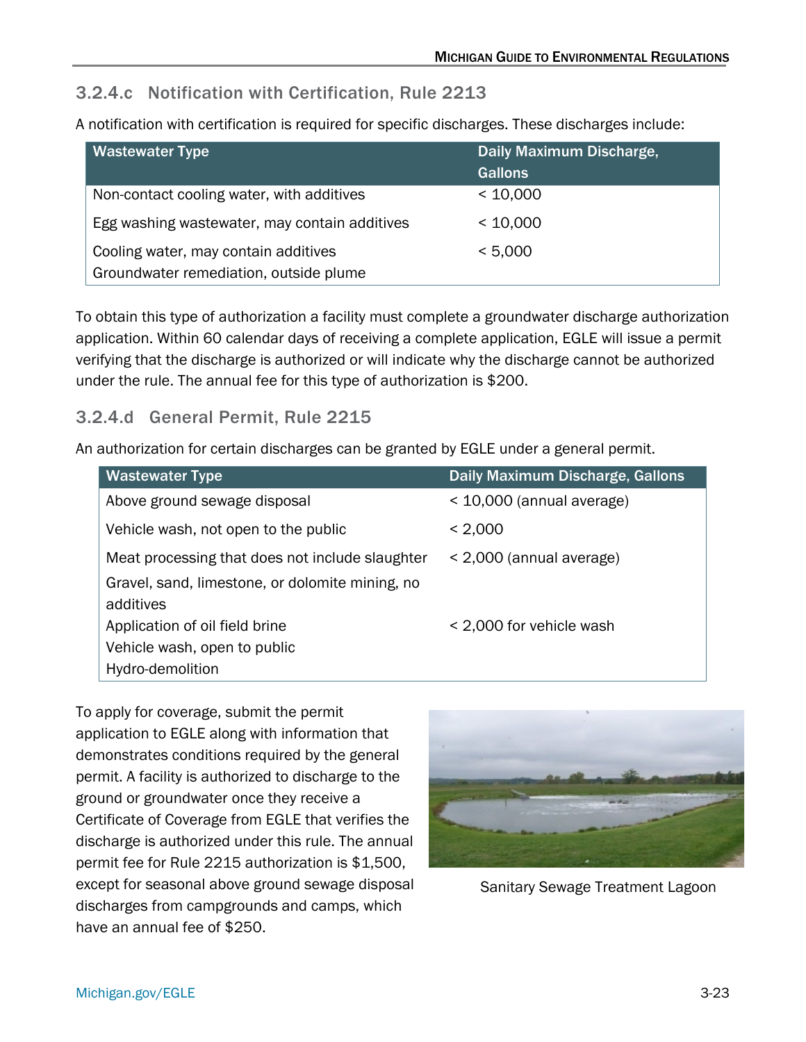### 3.2.4.c Notification with Certification, Rule 2213

A notification with certification is required for specific discharges. These discharges include:

| Wastewater Type | Daily Maximum Discharge, Gallons |
|---|---|
| Non-contact cooling water, with additives | < 10,000 |
| Egg washing wastewater, may contain additives | < 10,000 |
| Cooling water, may contain additives<br>Groundwater remediation, outside plume | < 5,000 |

To obtain this type of authorization a facility must complete a groundwater discharge authorization application. Within 60 calendar days of receiving a complete application, EGLE will issue a permit verifying that the discharge is authorized or will indicate why the discharge cannot be authorized under the rule. The annual fee for this type of authorization is $200.

### 3.2.4.d General Permit, Rule 2215

An authorization for certain discharges can be granted by EGLE under a general permit.

| Wastewater Type | Daily Maximum Discharge, Gallons |
|---|---|
| Above ground sewage disposal | < 10,000 (annual average) |
| Vehicle wash, not open to the public | < 2,000 |
| Meat processing that does not include slaughter | < 2,000 (annual average) |
| Gravel, sand, limestone, or dolomite mining, no additives<br>Application of oil field brine<br>Vehicle wash, open to public<br>Hydro-demolition | < 2,000 for vehicle wash |

To apply for coverage, submit the permit application to EGLE along with information that demonstrates conditions required by the general permit. A facility is authorized to discharge to the ground or groundwater once they receive a Certificate of Coverage from EGLE that verifies the discharge is authorized under this rule. The annual permit fee for Rule 2215 authorization is $1,500, except for seasonal above ground sewage disposal discharges from campgrounds and camps, which have an annual fee of $250.

Sanitary Sewage Treatment Lagoon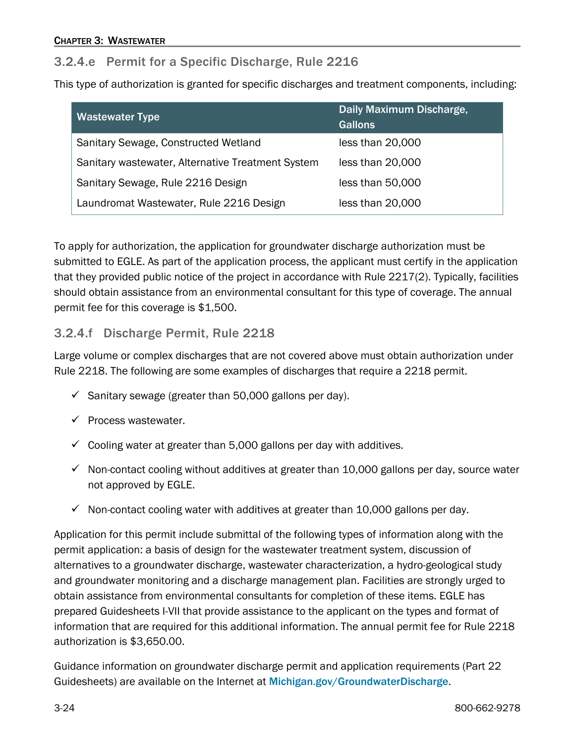### 3.2.4.e Permit for a Specific Discharge, Rule 2216

This type of authorization is granted for specific discharges and treatment components, including:

| Wastewater Type | Daily Maximum Discharge, Gallons |
| --- | --- |
| Sanitary Sewage, Constructed Wetland | less than 20,000 |
| Sanitary wastewater, Alternative Treatment System | less than 20,000 |
| Sanitary Sewage, Rule 2216 Design | less than 50,000 |
| Laundromat Wastewater, Rule 2216 Design | less than 20,000 |

To apply for authorization, the application for groundwater discharge authorization must be submitted to EGLE. As part of the application process, the applicant must certify in the application that they provided public notice of the project in accordance with Rule 2217(2). Typically, facilities should obtain assistance from an environmental consultant for this type of coverage. The annual permit fee for this coverage is $1,500.

### 3.2.4.f Discharge Permit, Rule 2218

Large volume or complex discharges that are not covered above must obtain authorization under Rule 2218. The following are some examples of discharges that require a 2218 permit.

- ✓ Sanitary sewage (greater than 50,000 gallons per day).
- ✓ Process wastewater.
- ✓ Cooling water at greater than 5,000 gallons per day with additives.
- ✓ Non-contact cooling without additives at greater than 10,000 gallons per day, source water not approved by EGLE.
- ✓ Non-contact cooling water with additives at greater than 10,000 gallons per day.

Application for this permit include submittal of the following types of information along with the permit application: a basis of design for the wastewater treatment system, discussion of alternatives to a groundwater discharge, wastewater characterization, a hydro-geological study and groundwater monitoring and a discharge management plan. Facilities are strongly urged to obtain assistance from environmental consultants for completion of these items. EGLE has prepared Guidesheets I-VII that provide assistance to the applicant on the types and format of information that are required for this additional information. The annual permit fee for Rule 2218 authorization is $3,650.00.

Guidance information on groundwater discharge permit and application requirements (Part 22 Guidesheets) are available on the Internet at Michigan.gov/GroundwaterDischarge.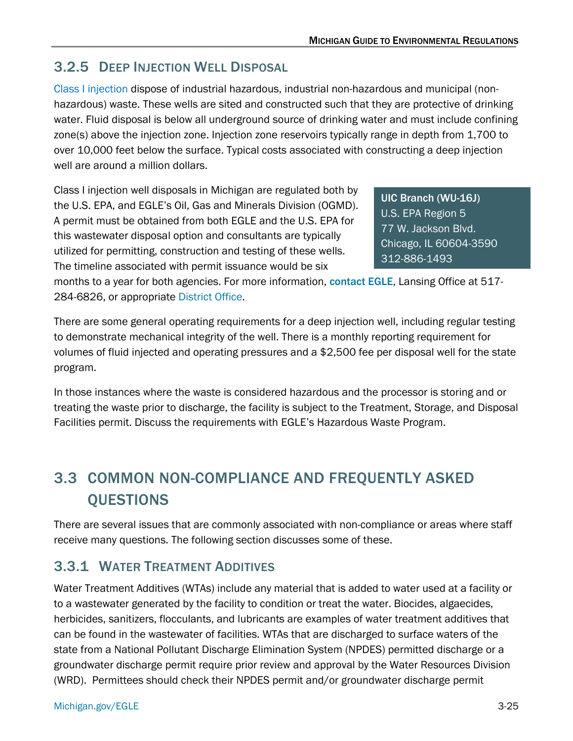### 3.2.5 Deep Injection Well Disposal

Class I injection dispose of industrial hazardous, industrial non-hazardous and municipal (non-hazardous) waste. These wells are sited and constructed such that they are protective of drinking water. Fluid disposal is below all underground source of drinking water and must include confining zone(s) above the injection zone. Injection zone reservoirs typically range in depth from 1,700 to over 10,000 feet below the surface. Typical costs associated with constructing a deep injection well are around a million dollars.

Class I injection well disposals in Michigan are regulated both by the U.S. EPA, and EGLE's Oil, Gas and Minerals Division (OGMD). A permit must be obtained from both EGLE and the U.S. EPA for this wastewater disposal option and consultants are typically utilized for permitting, construction and testing of these wells. The timeline associated with permit issuance would be six months to a year for both agencies. For more information, **contact EGLE**, Lansing Office at 517-284-6826, or appropriate District Office.

**UIC Branch (WU-16J)**
U.S. EPA Region 5
77 W. Jackson Blvd.
Chicago, IL 60604-3590
312-886-1493

There are some general operating requirements for a deep injection well, including regular testing to demonstrate mechanical integrity of the well. There is a monthly reporting requirement for volumes of fluid injected and operating pressures and a $2,500 fee per disposal well for the state program.

In those instances where the waste is considered hazardous and the processor is storing and or treating the waste prior to discharge, the facility is subject to the Treatment, Storage, and Disposal Facilities permit. Discuss the requirements with EGLE's Hazardous Waste Program.

## 3.3 COMMON NON-COMPLIANCE AND FREQUENTLY ASKED QUESTIONS

There are several issues that are commonly associated with non-compliance or areas where staff receive many questions. The following section discusses some of these.

### 3.3.1 Water Treatment Additives

Water Treatment Additives (WTAs) include any material that is added to water used at a facility or to a wastewater generated by the facility to condition or treat the water. Biocides, algaecides, herbicides, sanitizers, flocculants, and lubricants are examples of water treatment additives that can be found in the wastewater of facilities. WTAs that are discharged to surface waters of the state from a National Pollutant Discharge Elimination System (NPDES) permitted discharge or a groundwater discharge permit require prior review and approval by the Water Resources Division (WRD). Permittees should check their NPDES permit and/or groundwater discharge permit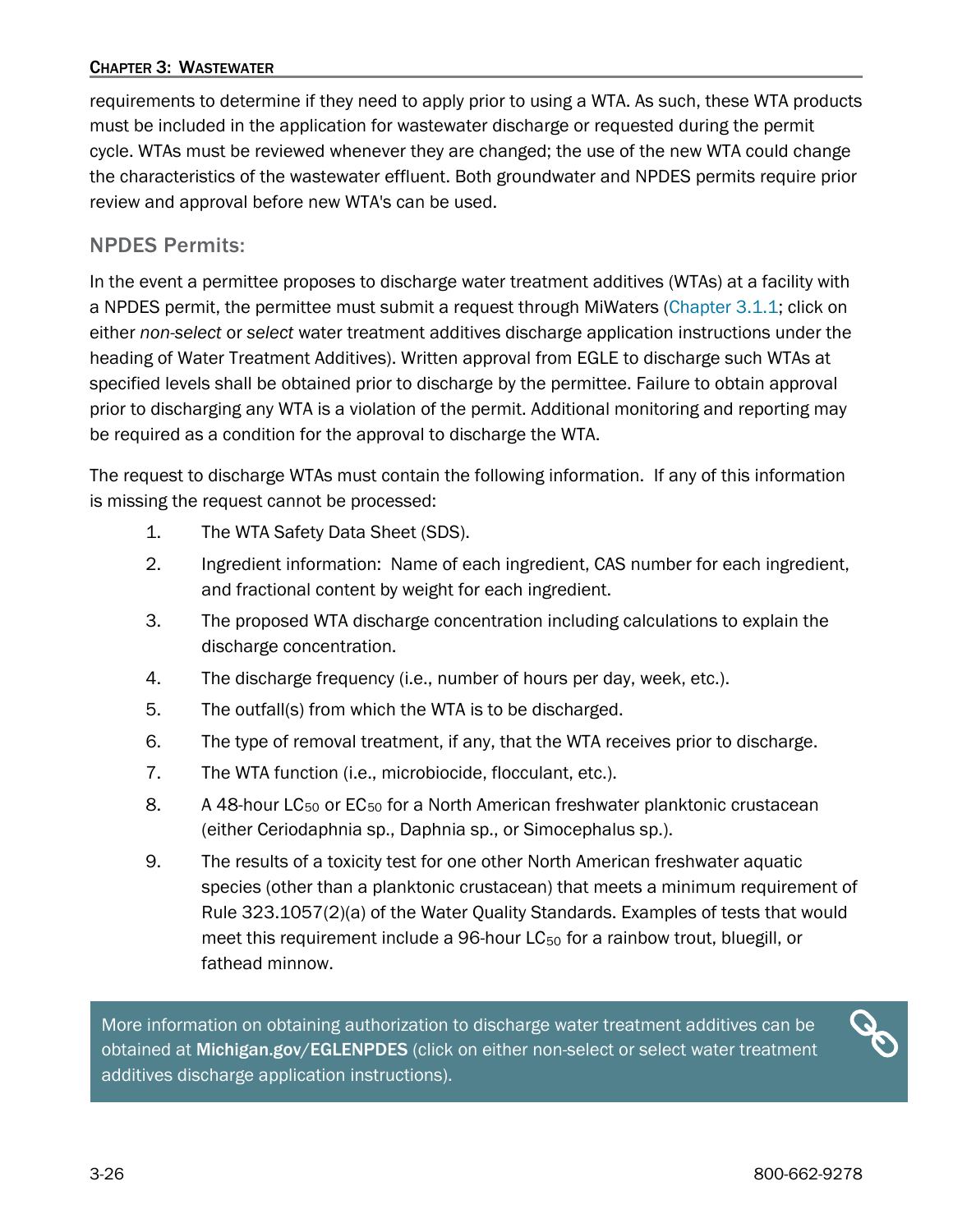requirements to determine if they need to apply prior to using a WTA. As such, these WTA products must be included in the application for wastewater discharge or requested during the permit cycle. WTAs must be reviewed whenever they are changed; the use of the new WTA could change the characteristics of the wastewater effluent. Both groundwater and NPDES permits require prior review and approval before new WTA's can be used.

### NPDES Permits:

In the event a permittee proposes to discharge water treatment additives (WTAs) at a facility with a NPDES permit, the permittee must submit a request through MiWaters (Chapter 3.1.1; click on either *non-select* or *select* water treatment additives discharge application instructions under the heading of Water Treatment Additives). Written approval from EGLE to discharge such WTAs at specified levels shall be obtained prior to discharge by the permittee. Failure to obtain approval prior to discharging any WTA is a violation of the permit. Additional monitoring and reporting may be required as a condition for the approval to discharge the WTA.

The request to discharge WTAs must contain the following information. If any of this information is missing the request cannot be processed:

1. The WTA Safety Data Sheet (SDS).
2. Ingredient information: Name of each ingredient, CAS number for each ingredient, and fractional content by weight for each ingredient.
3. The proposed WTA discharge concentration including calculations to explain the discharge concentration.
4. The discharge frequency (i.e., number of hours per day, week, etc.).
5. The outfall(s) from which the WTA is to be discharged.
6. The type of removal treatment, if any, that the WTA receives prior to discharge.
7. The WTA function (i.e., microbiocide, flocculant, etc.).
8. A 48-hour $LC_{50}$ or $EC_{50}$ for a North American freshwater planktonic crustacean (either Ceriodaphnia sp., Daphnia sp., or Simocephalus sp.).
9. The results of a toxicity test for one other North American freshwater aquatic species (other than a planktonic crustacean) that meets a minimum requirement of Rule 323.1057(2)(a) of the Water Quality Standards. Examples of tests that would meet this requirement include a 96-hour $LC_{50}$ for a rainbow trout, bluegill, or fathead minnow.

More information on obtaining authorization to discharge water treatment additives can be obtained at **Michigan.gov/EGLENPDES** (click on either non-select or select water treatment additives discharge application instructions).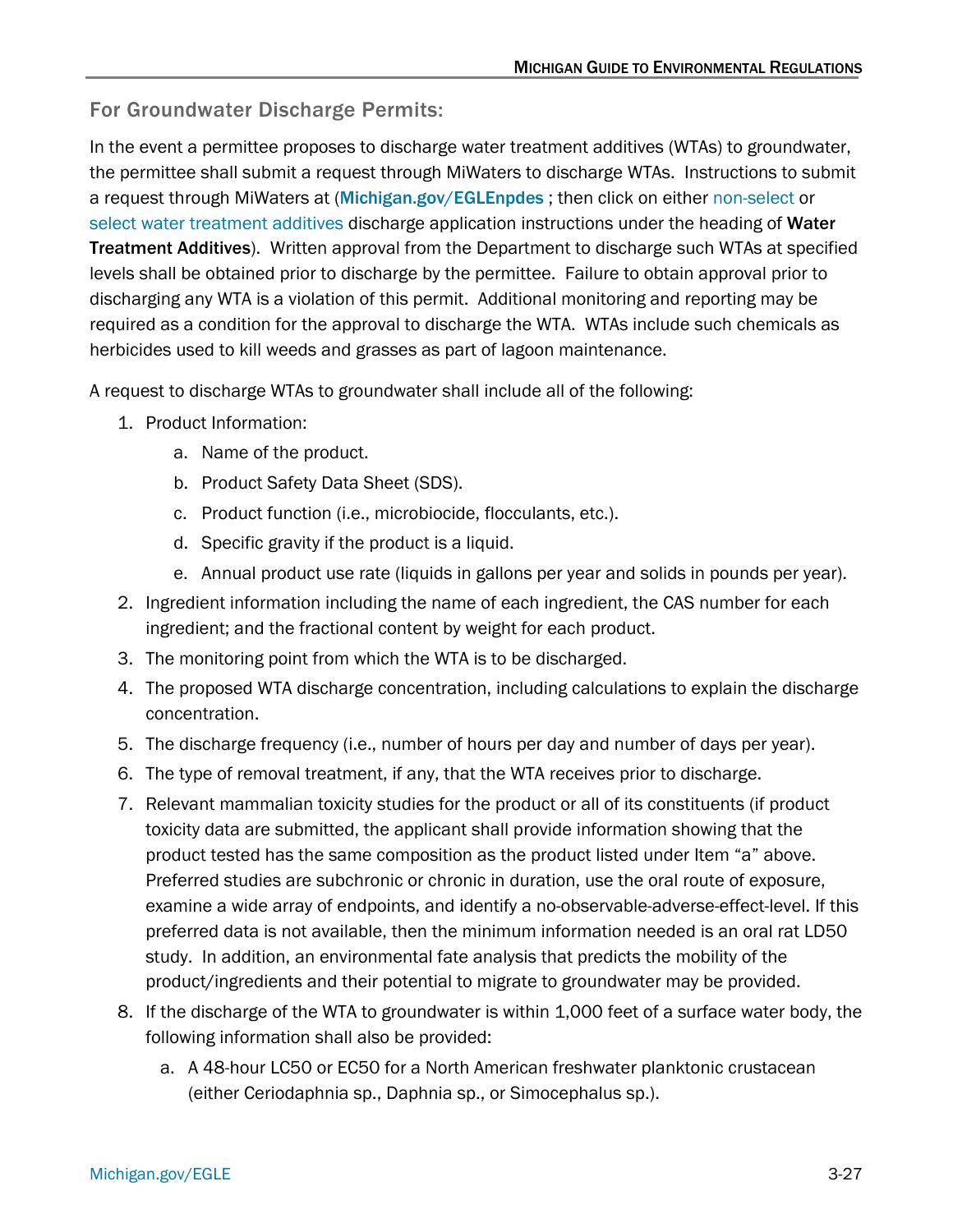## For Groundwater Discharge Permits:

In the event a permittee proposes to discharge water treatment additives (WTAs) to groundwater, the permittee shall submit a request through MiWaters to discharge WTAs. Instructions to submit a request through MiWaters at (**Michigan.gov/EGLEnpdes** ; then click on either non-select or select water treatment additives discharge application instructions under the heading of **Water Treatment Additives**). Written approval from the Department to discharge such WTAs at specified levels shall be obtained prior to discharge by the permittee. Failure to obtain approval prior to discharging any WTA is a violation of this permit. Additional monitoring and reporting may be required as a condition for the approval to discharge the WTA. WTAs include such chemicals as herbicides used to kill weeds and grasses as part of lagoon maintenance.

A request to discharge WTAs to groundwater shall include all of the following:

1. Product Information:
   a. Name of the product.
   b. Product Safety Data Sheet (SDS).
   c. Product function (i.e., microbiocide, flocculants, etc.).
   d. Specific gravity if the product is a liquid.
   e. Annual product use rate (liquids in gallons per year and solids in pounds per year).
2. Ingredient information including the name of each ingredient, the CAS number for each ingredient; and the fractional content by weight for each product.
3. The monitoring point from which the WTA is to be discharged.
4. The proposed WTA discharge concentration, including calculations to explain the discharge concentration.
5. The discharge frequency (i.e., number of hours per day and number of days per year).
6. The type of removal treatment, if any, that the WTA receives prior to discharge.
7. Relevant mammalian toxicity studies for the product or all of its constituents (if product toxicity data are submitted, the applicant shall provide information showing that the product tested has the same composition as the product listed under Item "a" above. Preferred studies are subchronic or chronic in duration, use the oral route of exposure, examine a wide array of endpoints, and identify a no-observable-adverse-effect-level. If this preferred data is not available, then the minimum information needed is an oral rat LD50 study. In addition, an environmental fate analysis that predicts the mobility of the product/ingredients and their potential to migrate to groundwater may be provided.
8. If the discharge of the WTA to groundwater is within 1,000 feet of a surface water body, the following information shall also be provided:
   a. A 48-hour LC50 or EC50 for a North American freshwater planktonic crustacean (either Ceriodaphnia sp., Daphnia sp., or Simocephalus sp.).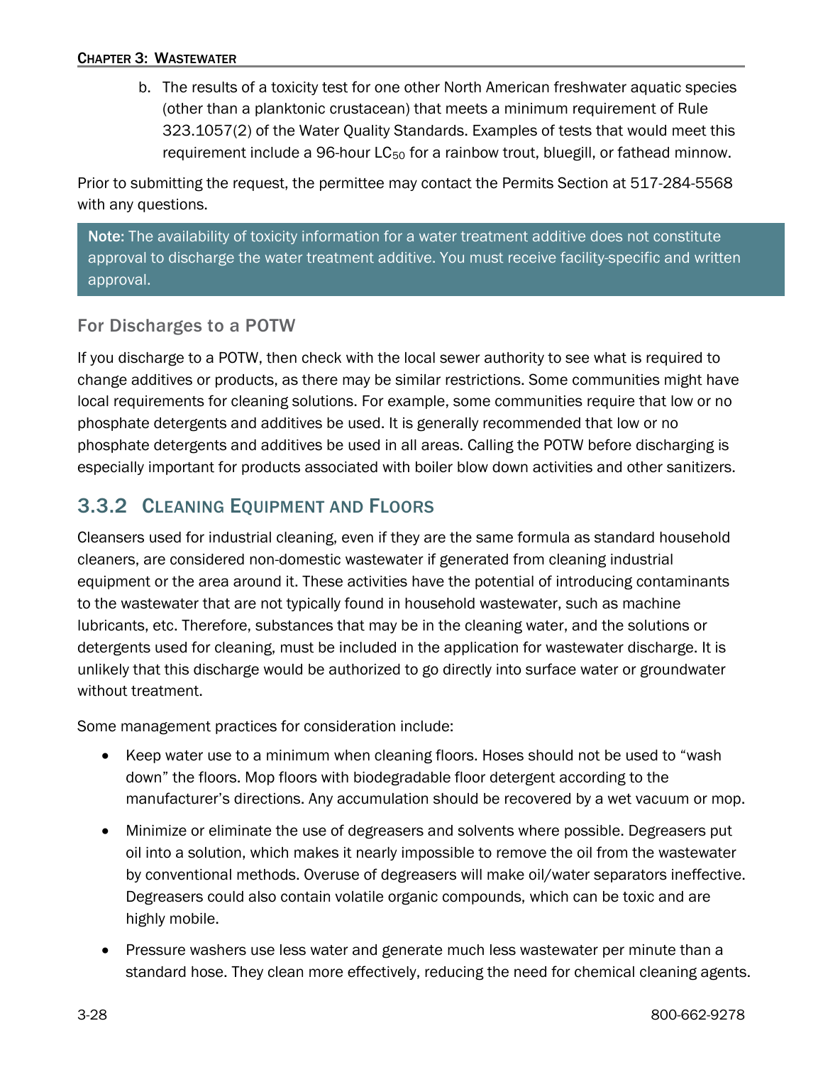b. The results of a toxicity test for one other North American freshwater aquatic species (other than a planktonic crustacean) that meets a minimum requirement of Rule 323.1057(2) of the Water Quality Standards. Examples of tests that would meet this requirement include a 96-hour $LC_{50}$ for a rainbow trout, bluegill, or fathead minnow.

Prior to submitting the request, the permittee may contact the Permits Section at 517-284-5568 with any questions.

> **Note:** The availability of toxicity information for a water treatment additive does not constitute approval to discharge the water treatment additive. You must receive facility-specific and written approval.

### For Discharges to a POTW

If you discharge to a POTW, then check with the local sewer authority to see what is required to change additives or products, as there may be similar restrictions. Some communities might have local requirements for cleaning solutions. For example, some communities require that low or no phosphate detergents and additives be used. It is generally recommended that low or no phosphate detergents and additives be used in all areas. Calling the POTW before discharging is especially important for products associated with boiler blow down activities and other sanitizers.

## 3.3.2 Cleaning Equipment and Floors

Cleansers used for industrial cleaning, even if they are the same formula as standard household cleaners, are considered non-domestic wastewater if generated from cleaning industrial equipment or the area around it. These activities have the potential of introducing contaminants to the wastewater that are not typically found in household wastewater, such as machine lubricants, etc. Therefore, substances that may be in the cleaning water, and the solutions or detergents used for cleaning, must be included in the application for wastewater discharge. It is unlikely that this discharge would be authorized to go directly into surface water or groundwater without treatment.

Some management practices for consideration include:

- Keep water use to a minimum when cleaning floors. Hoses should not be used to "wash down" the floors. Mop floors with biodegradable floor detergent according to the manufacturer's directions. Any accumulation should be recovered by a wet vacuum or mop.
- Minimize or eliminate the use of degreasers and solvents where possible. Degreasers put oil into a solution, which makes it nearly impossible to remove the oil from the wastewater by conventional methods. Overuse of degreasers will make oil/water separators ineffective. Degreasers could also contain volatile organic compounds, which can be toxic and are highly mobile.
- Pressure washers use less water and generate much less wastewater per minute than a standard hose. They clean more effectively, reducing the need for chemical cleaning agents.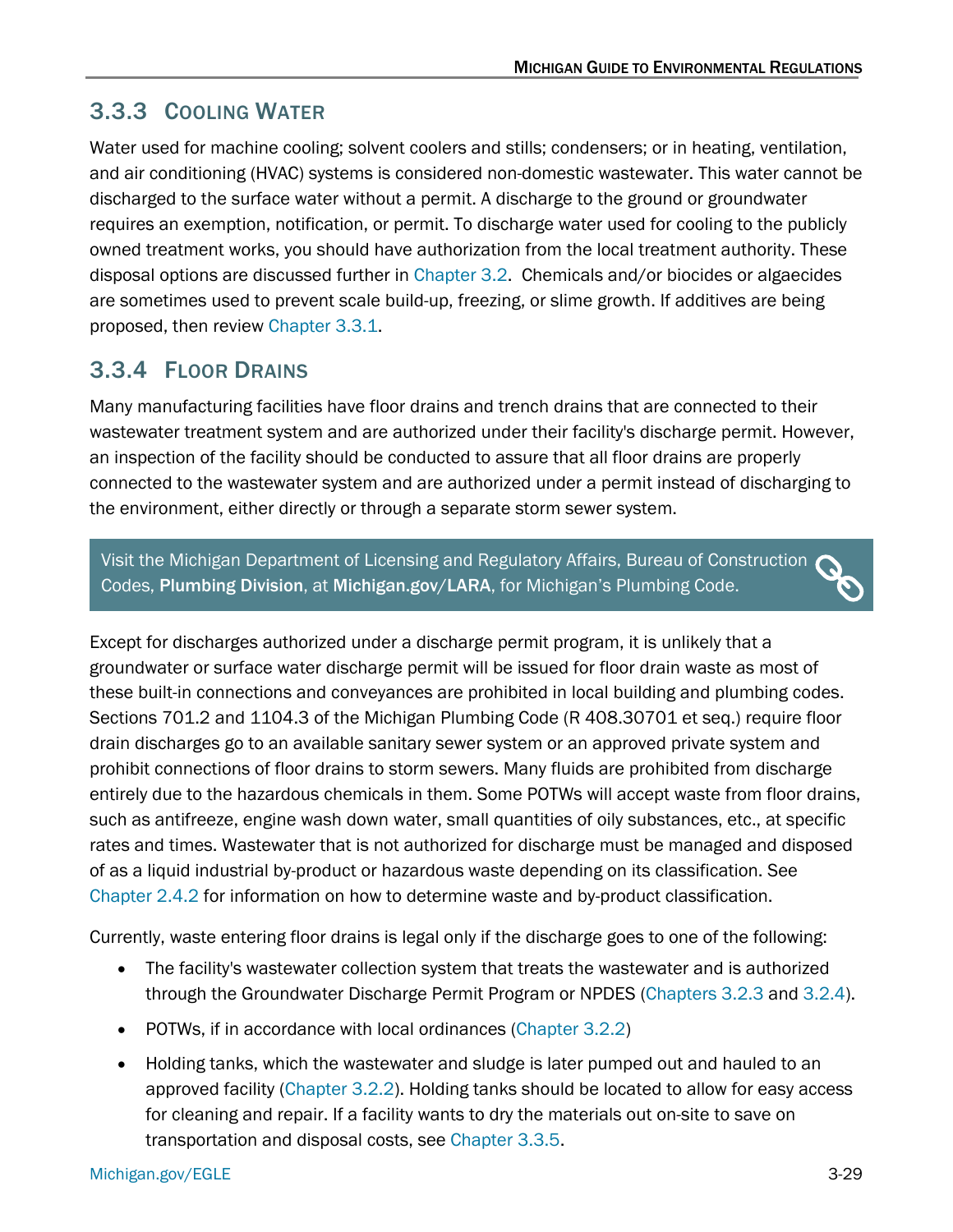### 3.3.3 Cooling Water

Water used for machine cooling; solvent coolers and stills; condensers; or in heating, ventilation, and air conditioning (HVAC) systems is considered non-domestic wastewater. This water cannot be discharged to the surface water without a permit. A discharge to the ground or groundwater requires an exemption, notification, or permit. To discharge water used for cooling to the publicly owned treatment works, you should have authorization from the local treatment authority. These disposal options are discussed further in Chapter 3.2. Chemicals and/or biocides or algaecides are sometimes used to prevent scale build-up, freezing, or slime growth. If additives are being proposed, then review Chapter 3.3.1.

### 3.3.4 Floor Drains

Many manufacturing facilities have floor drains and trench drains that are connected to their wastewater treatment system and are authorized under their facility's discharge permit. However, an inspection of the facility should be conducted to assure that all floor drains are properly connected to the wastewater system and are authorized under a permit instead of discharging to the environment, either directly or through a separate storm sewer system.

> Visit the Michigan Department of Licensing and Regulatory Affairs, Bureau of Construction Codes, **Plumbing Division**, at **Michigan.gov/LARA**, for Michigan's Plumbing Code.

Except for discharges authorized under a discharge permit program, it is unlikely that a groundwater or surface water discharge permit will be issued for floor drain waste as most of these built-in connections and conveyances are prohibited in local building and plumbing codes. Sections 701.2 and 1104.3 of the Michigan Plumbing Code (R 408.30701 et seq.) require floor drain discharges go to an available sanitary sewer system or an approved private system and prohibit connections of floor drains to storm sewers. Many fluids are prohibited from discharge entirely due to the hazardous chemicals in them. Some POTWs will accept waste from floor drains, such as antifreeze, engine wash down water, small quantities of oily substances, etc., at specific rates and times. Wastewater that is not authorized for discharge must be managed and disposed of as a liquid industrial by-product or hazardous waste depending on its classification. See Chapter 2.4.2 for information on how to determine waste and by-product classification.

Currently, waste entering floor drains is legal only if the discharge goes to one of the following:

- The facility's wastewater collection system that treats the wastewater and is authorized through the Groundwater Discharge Permit Program or NPDES (Chapters 3.2.3 and 3.2.4).
- POTWs, if in accordance with local ordinances (Chapter 3.2.2)
- Holding tanks, which the wastewater and sludge is later pumped out and hauled to an approved facility (Chapter 3.2.2). Holding tanks should be located to allow for easy access for cleaning and repair. If a facility wants to dry the materials out on-site to save on transportation and disposal costs, see Chapter 3.3.5.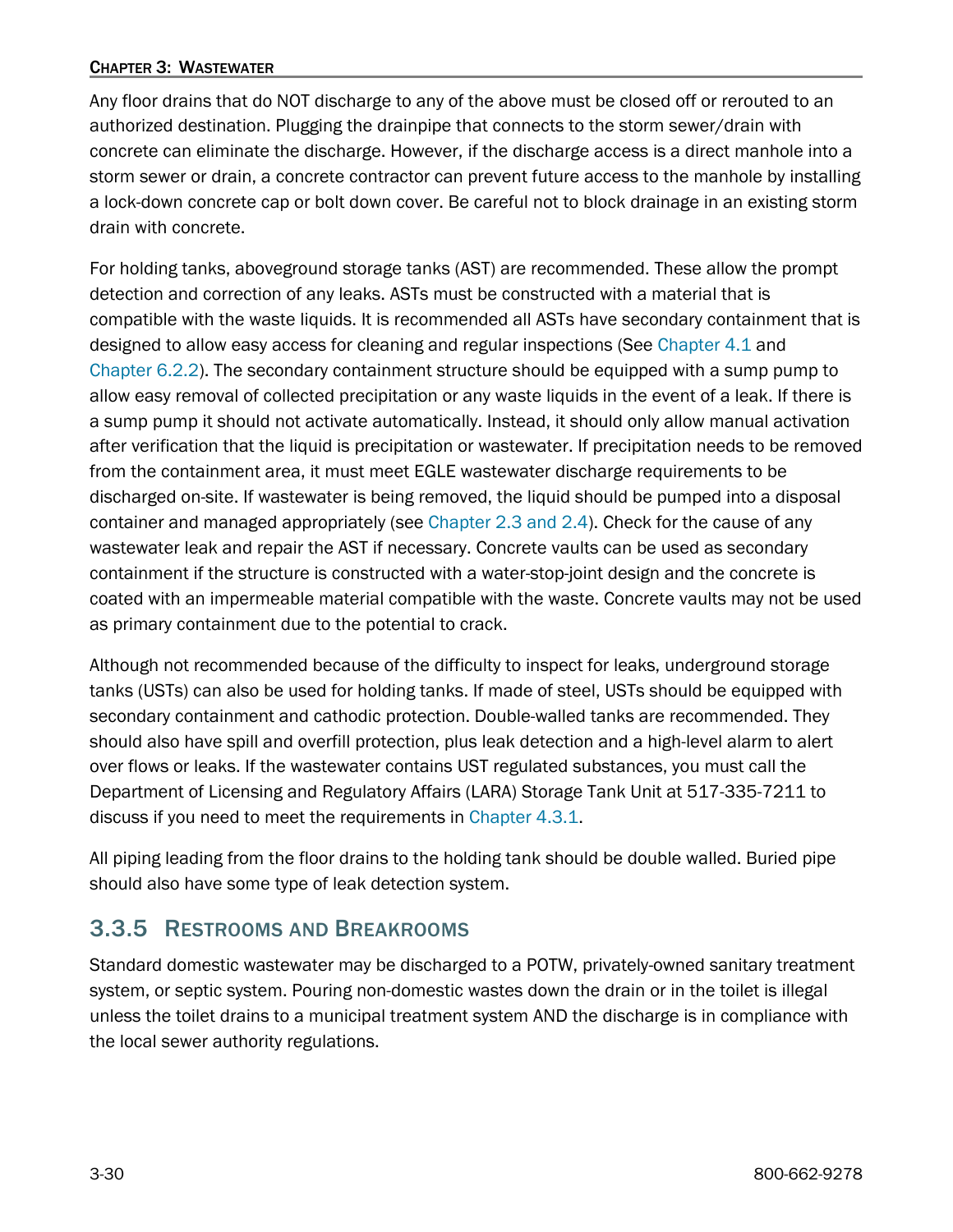Any floor drains that do NOT discharge to any of the above must be closed off or rerouted to an authorized destination. Plugging the drainpipe that connects to the storm sewer/drain with concrete can eliminate the discharge. However, if the discharge access is a direct manhole into a storm sewer or drain, a concrete contractor can prevent future access to the manhole by installing a lock-down concrete cap or bolt down cover. Be careful not to block drainage in an existing storm drain with concrete.

For holding tanks, aboveground storage tanks (AST) are recommended. These allow the prompt detection and correction of any leaks. ASTs must be constructed with a material that is compatible with the waste liquids. It is recommended all ASTs have secondary containment that is designed to allow easy access for cleaning and regular inspections (See Chapter 4.1 and Chapter 6.2.2). The secondary containment structure should be equipped with a sump pump to allow easy removal of collected precipitation or any waste liquids in the event of a leak. If there is a sump pump it should not activate automatically. Instead, it should only allow manual activation after verification that the liquid is precipitation or wastewater. If precipitation needs to be removed from the containment area, it must meet EGLE wastewater discharge requirements to be discharged on-site. If wastewater is being removed, the liquid should be pumped into a disposal container and managed appropriately (see Chapter 2.3 and 2.4). Check for the cause of any wastewater leak and repair the AST if necessary. Concrete vaults can be used as secondary containment if the structure is constructed with a water-stop-joint design and the concrete is coated with an impermeable material compatible with the waste. Concrete vaults may not be used as primary containment due to the potential to crack.

Although not recommended because of the difficulty to inspect for leaks, underground storage tanks (USTs) can also be used for holding tanks. If made of steel, USTs should be equipped with secondary containment and cathodic protection. Double-walled tanks are recommended. They should also have spill and overfill protection, plus leak detection and a high-level alarm to alert over flows or leaks. If the wastewater contains UST regulated substances, you must call the Department of Licensing and Regulatory Affairs (LARA) Storage Tank Unit at 517-335-7211 to discuss if you need to meet the requirements in Chapter 4.3.1.

All piping leading from the floor drains to the holding tank should be double walled. Buried pipe should also have some type of leak detection system.

### 3.3.5 Restrooms and Breakrooms

Standard domestic wastewater may be discharged to a POTW, privately-owned sanitary treatment system, or septic system. Pouring non-domestic wastes down the drain or in the toilet is illegal unless the toilet drains to a municipal treatment system AND the discharge is in compliance with the local sewer authority regulations.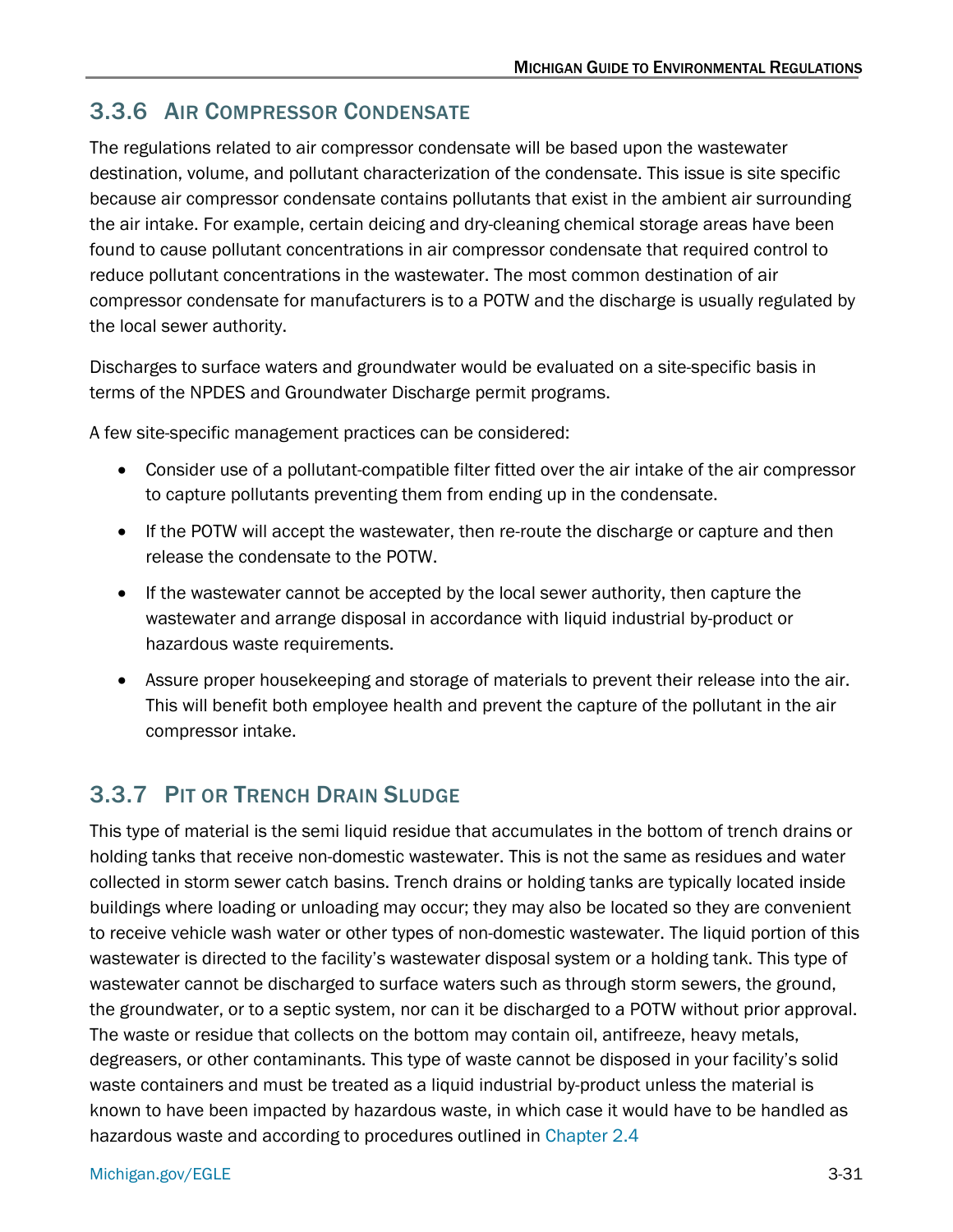### 3.3.6 Air Compressor Condensate

The regulations related to air compressor condensate will be based upon the wastewater destination, volume, and pollutant characterization of the condensate. This issue is site specific because air compressor condensate contains pollutants that exist in the ambient air surrounding the air intake. For example, certain deicing and dry-cleaning chemical storage areas have been found to cause pollutant concentrations in air compressor condensate that required control to reduce pollutant concentrations in the wastewater. The most common destination of air compressor condensate for manufacturers is to a POTW and the discharge is usually regulated by the local sewer authority.

Discharges to surface waters and groundwater would be evaluated on a site-specific basis in terms of the NPDES and Groundwater Discharge permit programs.

A few site-specific management practices can be considered:

- Consider use of a pollutant-compatible filter fitted over the air intake of the air compressor to capture pollutants preventing them from ending up in the condensate.
- If the POTW will accept the wastewater, then re-route the discharge or capture and then release the condensate to the POTW.
- If the wastewater cannot be accepted by the local sewer authority, then capture the wastewater and arrange disposal in accordance with liquid industrial by-product or hazardous waste requirements.
- Assure proper housekeeping and storage of materials to prevent their release into the air. This will benefit both employee health and prevent the capture of the pollutant in the air compressor intake.

### 3.3.7 Pit or Trench Drain Sludge

This type of material is the semi liquid residue that accumulates in the bottom of trench drains or holding tanks that receive non-domestic wastewater. This is not the same as residues and water collected in storm sewer catch basins. Trench drains or holding tanks are typically located inside buildings where loading or unloading may occur; they may also be located so they are convenient to receive vehicle wash water or other types of non-domestic wastewater. The liquid portion of this wastewater is directed to the facility's wastewater disposal system or a holding tank. This type of wastewater cannot be discharged to surface waters such as through storm sewers, the ground, the groundwater, or to a septic system, nor can it be discharged to a POTW without prior approval. The waste or residue that collects on the bottom may contain oil, antifreeze, heavy metals, degreasers, or other contaminants. This type of waste cannot be disposed in your facility's solid waste containers and must be treated as a liquid industrial by-product unless the material is known to have been impacted by hazardous waste, in which case it would have to be handled as hazardous waste and according to procedures outlined in Chapter 2.4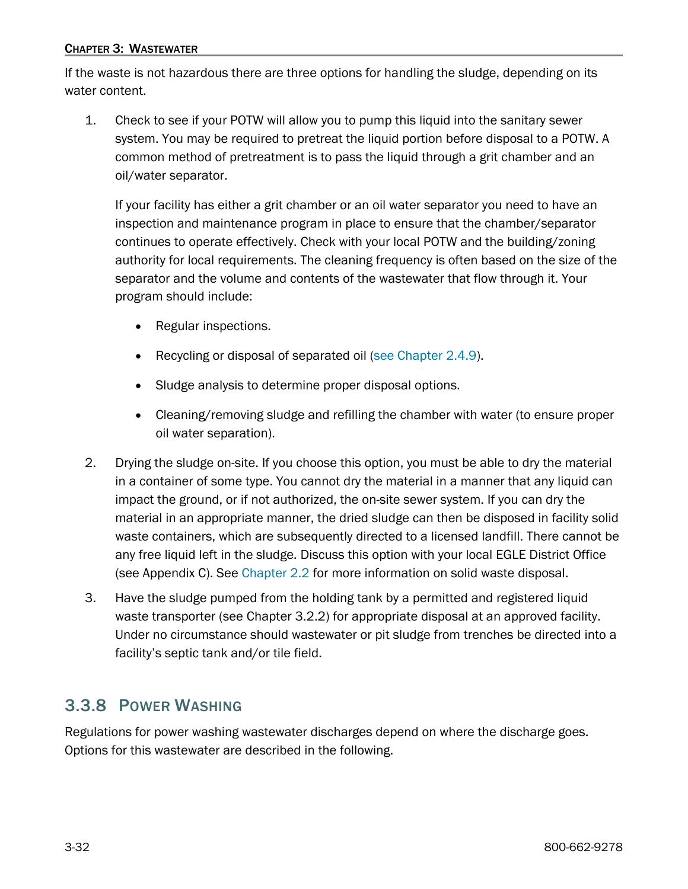If the waste is not hazardous there are three options for handling the sludge, depending on its water content.

1. Check to see if your POTW will allow you to pump this liquid into the sanitary sewer system. You may be required to pretreat the liquid portion before disposal to a POTW. A common method of pretreatment is to pass the liquid through a grit chamber and an oil/water separator.

   If your facility has either a grit chamber or an oil water separator you need to have an inspection and maintenance program in place to ensure that the chamber/separator continues to operate effectively. Check with your local POTW and the building/zoning authority for local requirements. The cleaning frequency is often based on the size of the separator and the volume and contents of the wastewater that flow through it. Your program should include:

   - Regular inspections.
   - Recycling or disposal of separated oil (see Chapter 2.4.9).
   - Sludge analysis to determine proper disposal options.
   - Cleaning/removing sludge and refilling the chamber with water (to ensure proper oil water separation).

2. Drying the sludge on-site. If you choose this option, you must be able to dry the material in a container of some type. You cannot dry the material in a manner that any liquid can impact the ground, or if not authorized, the on-site sewer system. If you can dry the material in an appropriate manner, the dried sludge can then be disposed in facility solid waste containers, which are subsequently directed to a licensed landfill. There cannot be any free liquid left in the sludge. Discuss this option with your local EGLE District Office (see Appendix C). See Chapter 2.2 for more information on solid waste disposal.

3. Have the sludge pumped from the holding tank by a permitted and registered liquid waste transporter (see Chapter 3.2.2) for appropriate disposal at an approved facility. Under no circumstance should wastewater or pit sludge from trenches be directed into a facility's septic tank and/or tile field.

### 3.3.8 Power Washing

Regulations for power washing wastewater discharges depend on where the discharge goes. Options for this wastewater are described in the following.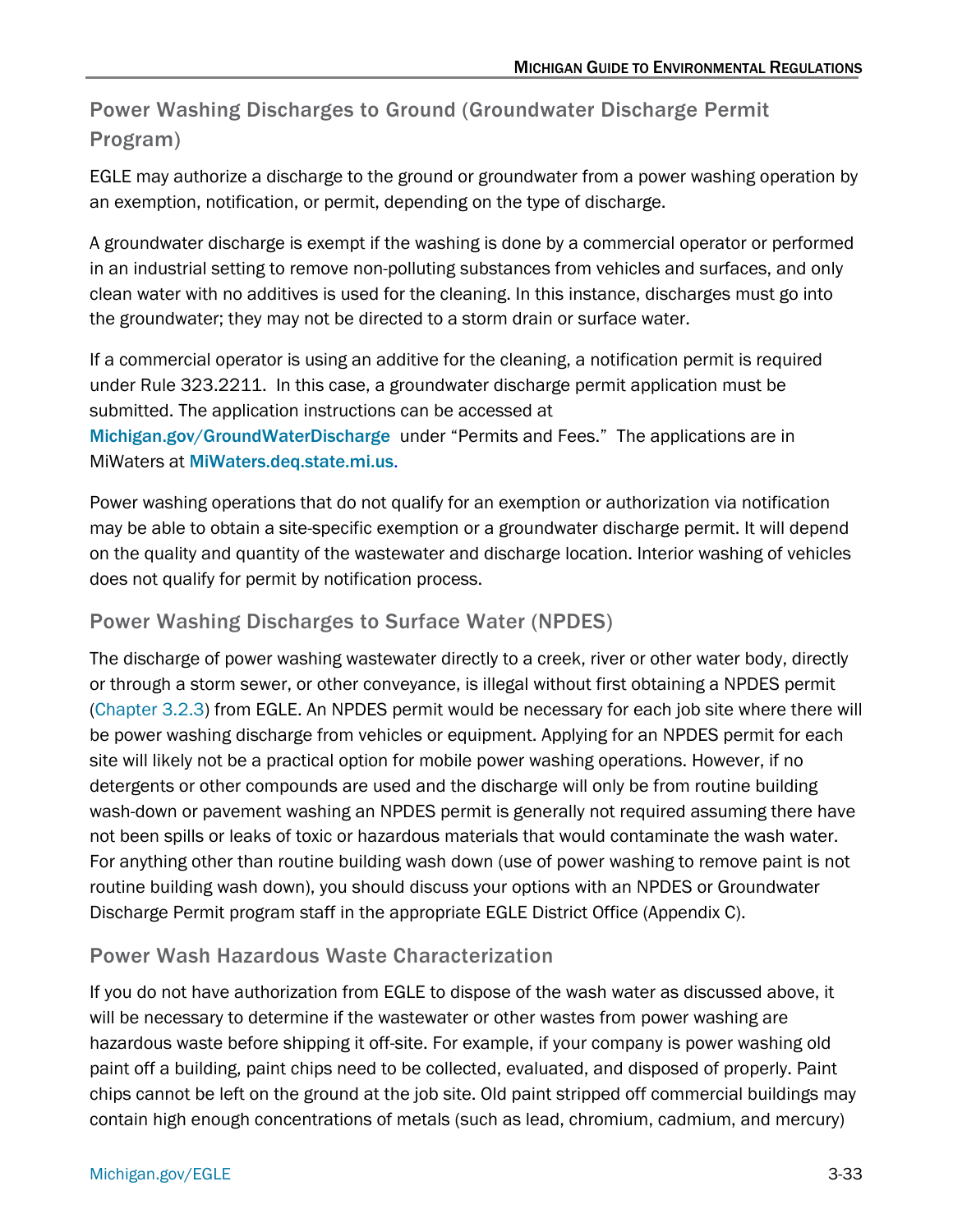## Power Washing Discharges to Ground (Groundwater Discharge Permit Program)

EGLE may authorize a discharge to the ground or groundwater from a power washing operation by an exemption, notification, or permit, depending on the type of discharge.

A groundwater discharge is exempt if the washing is done by a commercial operator or performed in an industrial setting to remove non-polluting substances from vehicles and surfaces, and only clean water with no additives is used for the cleaning. In this instance, discharges must go into the groundwater; they may not be directed to a storm drain or surface water.

If a commercial operator is using an additive for the cleaning, a notification permit is required under Rule 323.2211. In this case, a groundwater discharge permit application must be submitted. The application instructions can be accessed at **Michigan.gov/GroundWaterDischarge** under "Permits and Fees." The applications are in MiWaters at **MiWaters.deq.state.mi.us**.

Power washing operations that do not qualify for an exemption or authorization via notification may be able to obtain a site-specific exemption or a groundwater discharge permit. It will depend on the quality and quantity of the wastewater and discharge location. Interior washing of vehicles does not qualify for permit by notification process.

## Power Washing Discharges to Surface Water (NPDES)

The discharge of power washing wastewater directly to a creek, river or other water body, directly or through a storm sewer, or other conveyance, is illegal without first obtaining a NPDES permit (Chapter 3.2.3) from EGLE. An NPDES permit would be necessary for each job site where there will be power washing discharge from vehicles or equipment. Applying for an NPDES permit for each site will likely not be a practical option for mobile power washing operations. However, if no detergents or other compounds are used and the discharge will only be from routine building wash-down or pavement washing an NPDES permit is generally not required assuming there have not been spills or leaks of toxic or hazardous materials that would contaminate the wash water. For anything other than routine building wash down (use of power washing to remove paint is not routine building wash down), you should discuss your options with an NPDES or Groundwater Discharge Permit program staff in the appropriate EGLE District Office (Appendix C).

## Power Wash Hazardous Waste Characterization

If you do not have authorization from EGLE to dispose of the wash water as discussed above, it will be necessary to determine if the wastewater or other wastes from power washing are hazardous waste before shipping it off-site. For example, if your company is power washing old paint off a building, paint chips need to be collected, evaluated, and disposed of properly. Paint chips cannot be left on the ground at the job site. Old paint stripped off commercial buildings may contain high enough concentrations of metals (such as lead, chromium, cadmium, and mercury)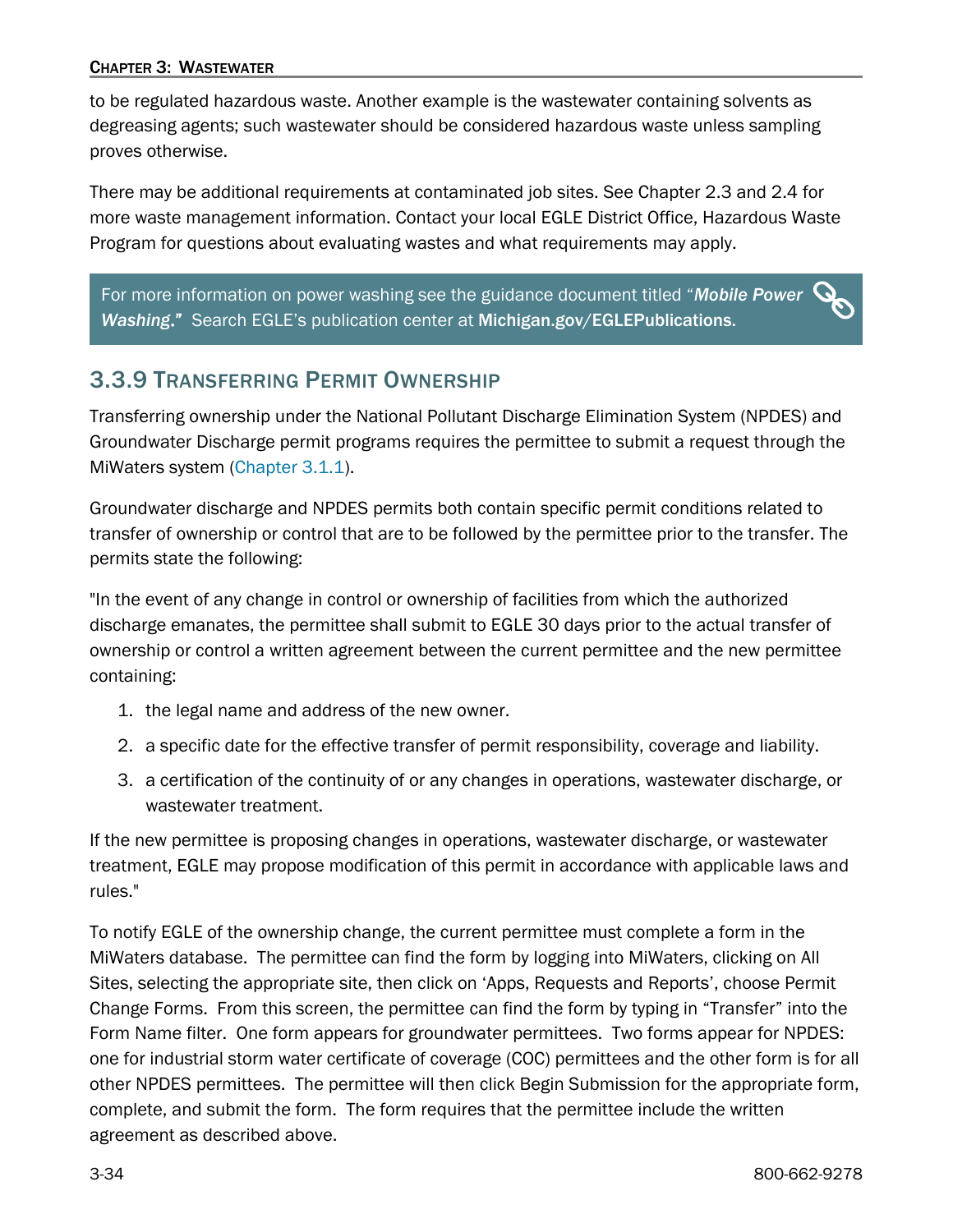to be regulated hazardous waste. Another example is the wastewater containing solvents as degreasing agents; such wastewater should be considered hazardous waste unless sampling proves otherwise.

There may be additional requirements at contaminated job sites. See Chapter 2.3 and 2.4 for more waste management information. Contact your local EGLE District Office, Hazardous Waste Program for questions about evaluating wastes and what requirements may apply.

> For more information on power washing see the guidance document titled "***Mobile Power Washing.***" Search EGLE's publication center at **Michigan.gov/EGLEPublications**.

## 3.3.9 Transferring Permit Ownership

Transferring ownership under the National Pollutant Discharge Elimination System (NPDES) and Groundwater Discharge permit programs requires the permittee to submit a request through the MiWaters system (Chapter 3.1.1).

Groundwater discharge and NPDES permits both contain specific permit conditions related to transfer of ownership or control that are to be followed by the permittee prior to the transfer. The permits state the following:

"In the event of any change in control or ownership of facilities from which the authorized discharge emanates, the permittee shall submit to EGLE 30 days prior to the actual transfer of ownership or control a written agreement between the current permittee and the new permittee containing:

1. the legal name and address of the new owner.
2. a specific date for the effective transfer of permit responsibility, coverage and liability.
3. a certification of the continuity of or any changes in operations, wastewater discharge, or wastewater treatment.

If the new permittee is proposing changes in operations, wastewater discharge, or wastewater treatment, EGLE may propose modification of this permit in accordance with applicable laws and rules."

To notify EGLE of the ownership change, the current permittee must complete a form in the MiWaters database. The permittee can find the form by logging into MiWaters, clicking on All Sites, selecting the appropriate site, then click on 'Apps, Requests and Reports', choose Permit Change Forms. From this screen, the permittee can find the form by typing in "Transfer" into the Form Name filter. One form appears for groundwater permittees. Two forms appear for NPDES: one for industrial storm water certificate of coverage (COC) permittees and the other form is for all other NPDES permittees. The permittee will then click Begin Submission for the appropriate form, complete, and submit the form. The form requires that the permittee include the written agreement as described above.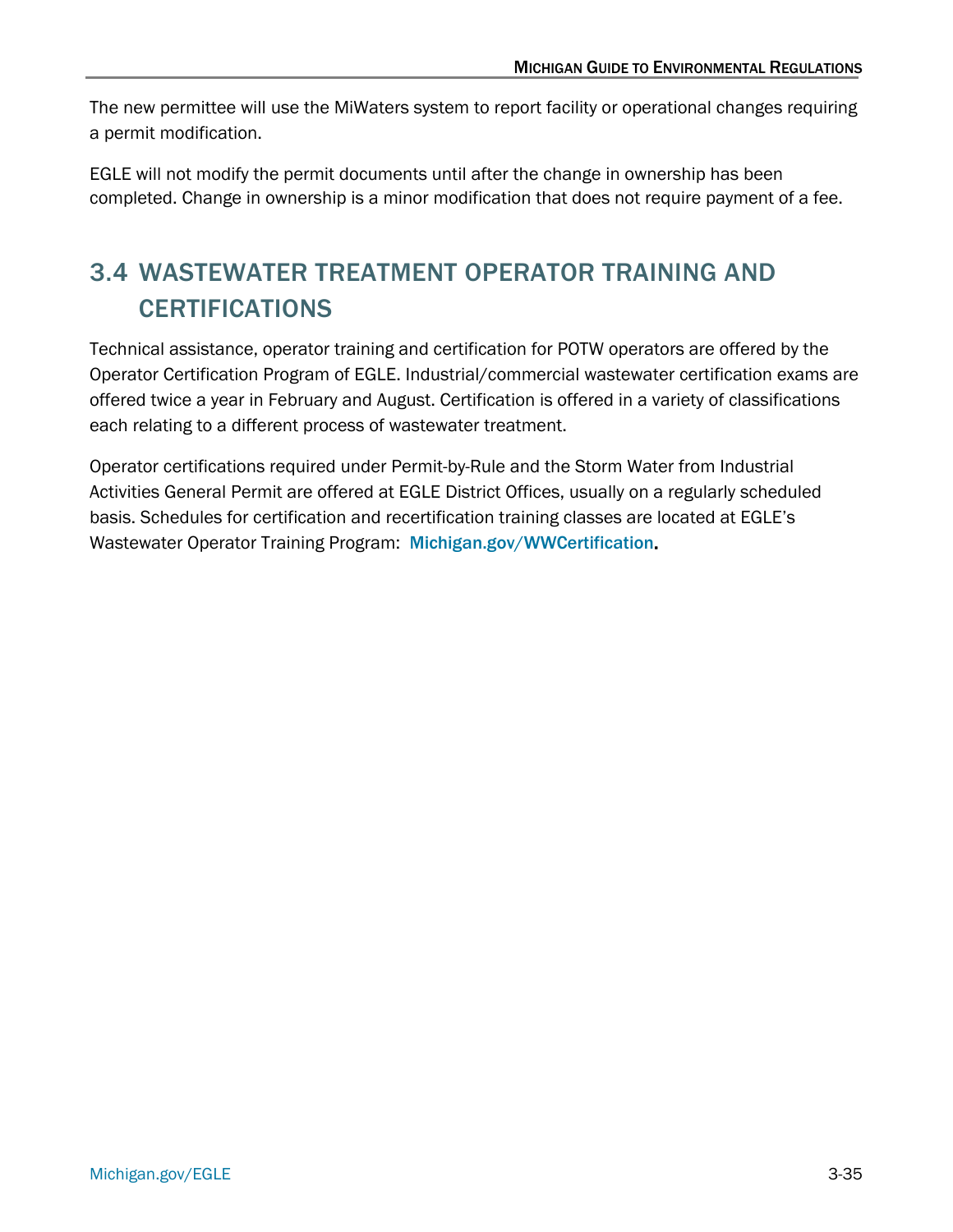The new permittee will use the MiWaters system to report facility or operational changes requiring a permit modification.

EGLE will not modify the permit documents until after the change in ownership has been completed. Change in ownership is a minor modification that does not require payment of a fee.

## 3.4 WASTEWATER TREATMENT OPERATOR TRAINING AND CERTIFICATIONS

Technical assistance, operator training and certification for POTW operators are offered by the Operator Certification Program of EGLE. Industrial/commercial wastewater certification exams are offered twice a year in February and August. Certification is offered in a variety of classifications each relating to a different process of wastewater treatment.

Operator certifications required under Permit-by-Rule and the Storm Water from Industrial Activities General Permit are offered at EGLE District Offices, usually on a regularly scheduled basis. Schedules for certification and recertification training classes are located at EGLE's Wastewater Operator Training Program: **Michigan.gov/WWCertification.**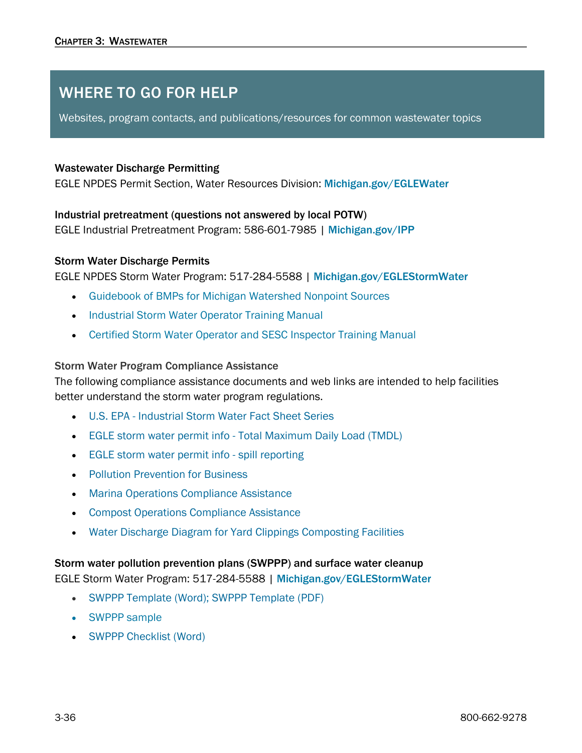## WHERE TO GO FOR HELP

Websites, program contacts, and publications/resources for common wastewater topics

**Wastewater Discharge Permitting**

EGLE NPDES Permit Section, Water Resources Division: **Michigan.gov/EGLEWater**

**Industrial pretreatment (questions not answered by local POTW)**

EGLE Industrial Pretreatment Program: 586-601-7985 | **Michigan.gov/IPP**

**Storm Water Discharge Permits**

EGLE NPDES Storm Water Program: 517-284-5588 | **Michigan.gov/EGLEStormWater**

- Guidebook of BMPs for Michigan Watershed Nonpoint Sources
- Industrial Storm Water Operator Training Manual
- Certified Storm Water Operator and SESC Inspector Training Manual

**Storm Water Program Compliance Assistance**

The following compliance assistance documents and web links are intended to help facilities better understand the storm water program regulations.

- U.S. EPA - Industrial Storm Water Fact Sheet Series
- EGLE storm water permit info - Total Maximum Daily Load (TMDL)
- EGLE storm water permit info - spill reporting
- Pollution Prevention for Business
- Marina Operations Compliance Assistance
- Compost Operations Compliance Assistance
- Water Discharge Diagram for Yard Clippings Composting Facilities

**Storm water pollution prevention plans (SWPPP) and surface water cleanup**

EGLE Storm Water Program: 517-284-5588 | **Michigan.gov/EGLEStormWater**

- SWPPP Template (Word); SWPPP Template (PDF)
- SWPPP sample
- SWPPP Checklist (Word)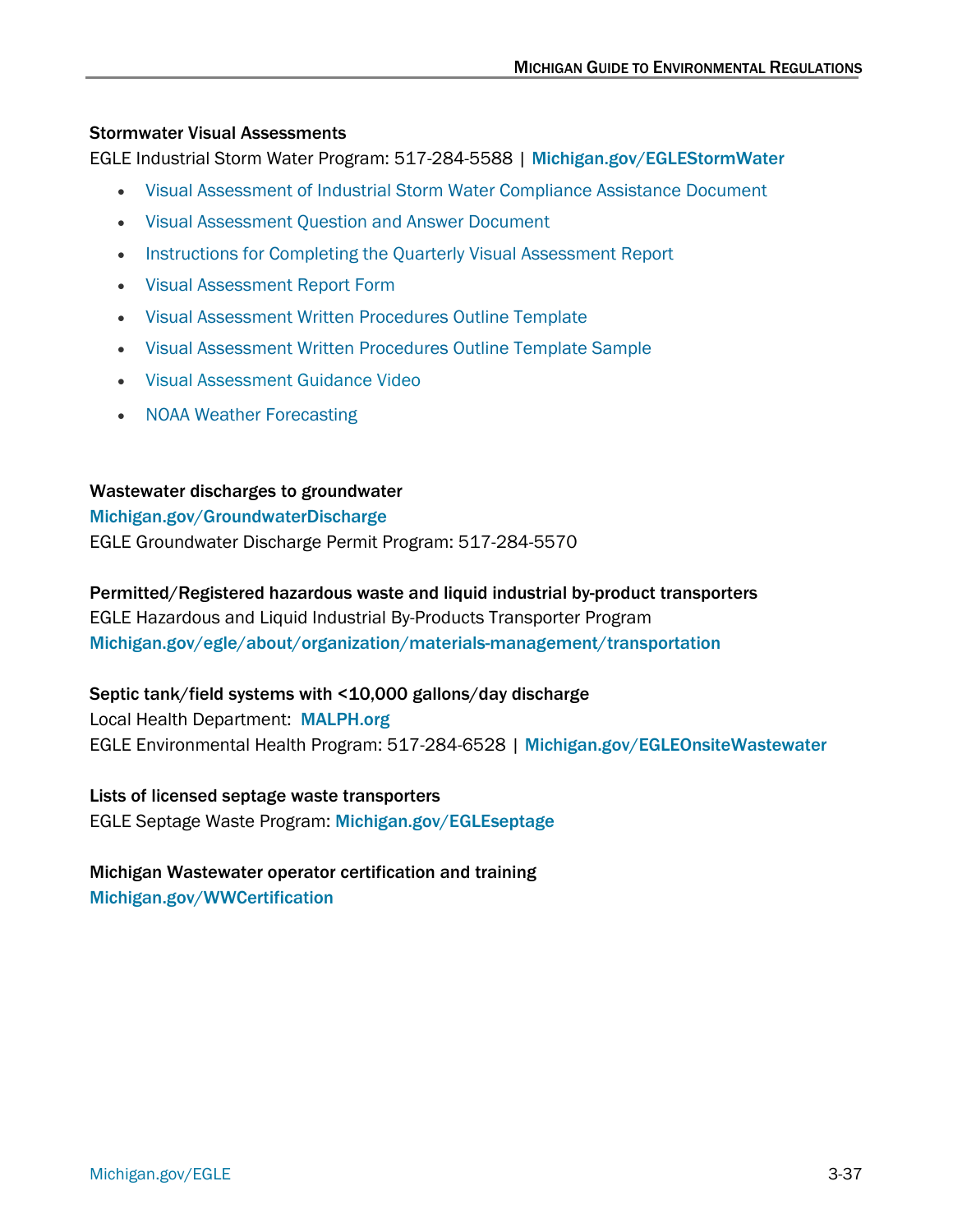**Stormwater Visual Assessments**

EGLE Industrial Storm Water Program: 517-284-5588 | **Michigan.gov/EGLEStormWater**

- Visual Assessment of Industrial Storm Water Compliance Assistance Document
- Visual Assessment Question and Answer Document
- Instructions for Completing the Quarterly Visual Assessment Report
- Visual Assessment Report Form
- Visual Assessment Written Procedures Outline Template
- Visual Assessment Written Procedures Outline Template Sample
- Visual Assessment Guidance Video
- NOAA Weather Forecasting

**Wastewater discharges to groundwater**

**Michigan.gov/GroundwaterDischarge**

EGLE Groundwater Discharge Permit Program: 517-284-5570

**Permitted/Registered hazardous waste and liquid industrial by-product transporters**

EGLE Hazardous and Liquid Industrial By-Products Transporter Program

**Michigan.gov/egle/about/organization/materials-management/transportation**

**Septic tank/field systems with <10,000 gallons/day discharge**

Local Health Department: **MALPH.org**

EGLE Environmental Health Program: 517-284-6528 | **Michigan.gov/EGLEOnsiteWastewater**

**Lists of licensed septage waste transporters**

EGLE Septage Waste Program: **Michigan.gov/EGLEseptage**

**Michigan Wastewater operator certification and training**

**Michigan.gov/WWCertification**